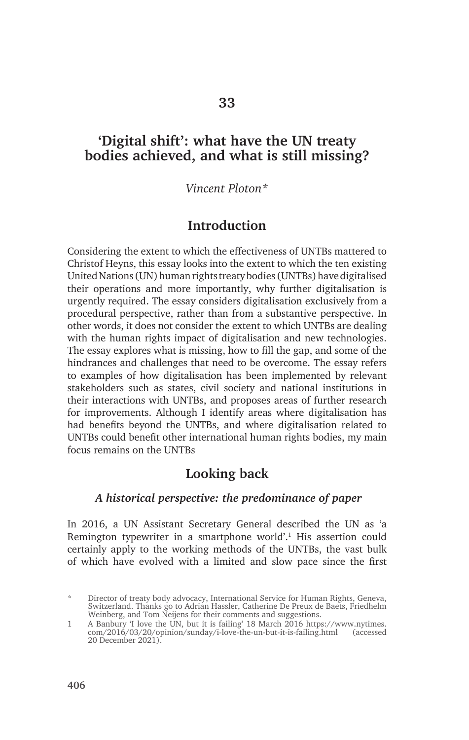# 33

# 'Digital shift': what have the UN treaty bodies achieved, and what is still missing?

*Vincent Ploton\**

## Introduction

Considering the extent to which the effectiveness of UNTBs mattered to Christof Heyns, this essay looks into the extent to which the ten existing United Nations (UN) human rights treaty bodies (UNTBs) have digitalised their operations and more importantly, why further digitalisation is urgently required. The essay considers digitalisation exclusively from a procedural perspective, rather than from a substantive perspective. In other words, it does not consider the extent to which UNTBs are dealing with the human rights impact of digitalisation and new technologies. The essay explores what is missing, how to fill the gap, and some of the hindrances and challenges that need to be overcome. The essay refers to examples of how digitalisation has been implemented by relevant stakeholders such as states, civil society and national institutions in their interactions with UNTBs, and proposes areas of further research for improvements. Although I identify areas where digitalisation has had benefits beyond the UNTBs, and where digitalisation related to UNTBs could benefit other international human rights bodies, my main focus remains on the UNTBs

## Looking back

### *A historical perspective: the predominance of paper*

In 2016, a UN Assistant Secretary General described the UN as 'a Remington typewriter in a smartphone world'.[1] His assertion could certainly apply to the working methods of the UNTBs, the vast bulk of which have evolved with a limited and slow pace since the first

---

\* Director of treaty body advocacy, International Service for Human Rights, Geneva, Switzerland. Thanks go to Adrian Hassler, Catherine De Preux de Baets, Friedhelm Weinberg, and Tom Neijens for their comments and suggestions.

1 A Banbury 'I love the UN, but it is failing' 18 March 2016 https://www.nytimes.com/2016/03/20/opinion/sunday/i-love-the-un-but-it-is-failing.html (accessed 20 December 2021).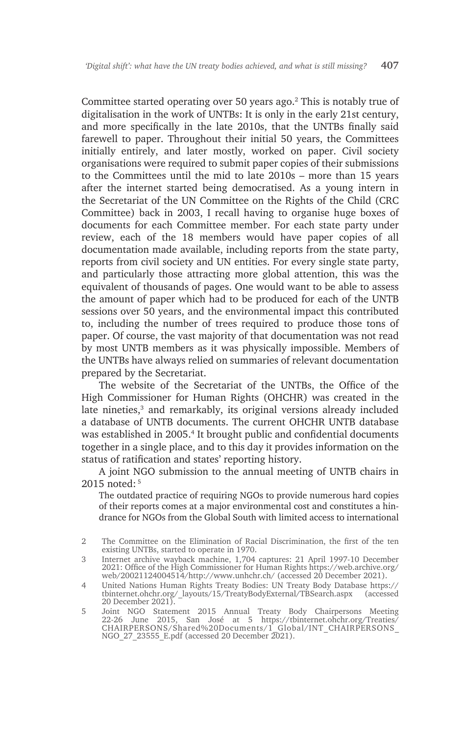Committee started operating over 50 years ago.[2] This is notably true of digitalisation in the work of UNTBs: It is only in the early 21st century, and more specifically in the late 2010s, that the UNTBs finally said farewell to paper. Throughout their initial 50 years, the Committees initially entirely, and later mostly, worked on paper. Civil society organisations were required to submit paper copies of their submissions to the Committees until the mid to late 2010s – more than 15 years after the internet started being democratised. As a young intern in the Secretariat of the UN Committee on the Rights of the Child (CRC Committee) back in 2003, I recall having to organise huge boxes of documents for each Committee member. For each state party under review, each of the 18 members would have paper copies of all documentation made available, including reports from the state party, reports from civil society and UN entities. For every single state party, and particularly those attracting more global attention, this was the equivalent of thousands of pages. One would want to be able to assess the amount of paper which had to be produced for each of the UNTB sessions over 50 years, and the environmental impact this contributed to, including the number of trees required to produce those tons of paper. Of course, the vast majority of that documentation was not read by most UNTB members as it was physically impossible. Members of the UNTBs have always relied on summaries of relevant documentation prepared by the Secretariat.

The website of the Secretariat of the UNTBs, the Office of the High Commissioner for Human Rights (OHCHR) was created in the late nineties,[3] and remarkably, its original versions already included a database of UNTB documents. The current OHCHR UNTB database was established in 2005.[4] It brought public and confidential documents together in a single place, and to this day it provides information on the status of ratification and states' reporting history.

A joint NGO submission to the annual meeting of UNTB chairs in 2015 noted: [5]

> The outdated practice of requiring NGOs to provide numerous hard copies of their reports comes at a major environmental cost and constitutes a hindrance for NGOs from the Global South with limited access to international

---

2 The Committee on the Elimination of Racial Discrimination, the first of the ten existing UNTBs, started to operate in 1970.

3 Internet archive wayback machine, 1,704 captures: 21 April 1997-10 December 2021: Office of the High Commissioner for Human Rights https://web.archive.org/web/20021124004514/http://www.unhchr.ch/ (accessed 20 December 2021).

4 United Nations Human Rights Treaty Bodies: UN Treaty Body Database https://tbinternet.ohchr.org/_layouts/15/TreatyBodyExternal/TBSearch.aspx (accessed 20 December 2021).

5 Joint NGO Statement 2015 Annual Treaty Body Chairpersons Meeting 22-26 June 2015, San José at 5 https://tbinternet.ohchr.org/Treaties/CHAIRPERSONS/Shared%20Documents/1_Global/INT_CHAIRPERSONS_NGO_27_23555_E.pdf (accessed 20 December 2021).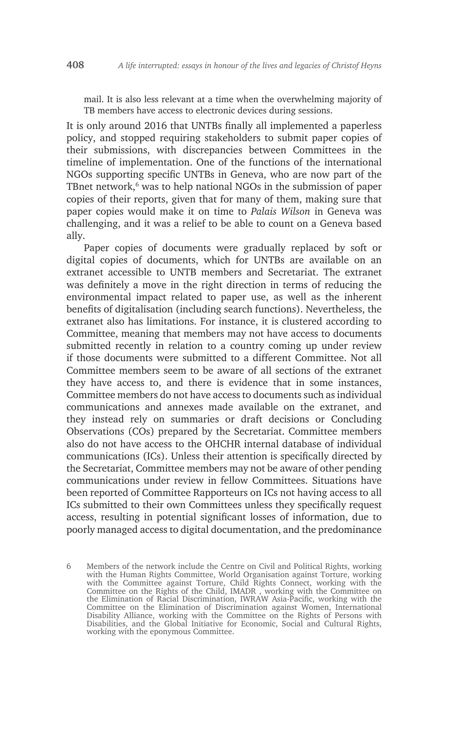mail. It is also less relevant at a time when the overwhelming majority of TB members have access to electronic devices during sessions.

It is only around 2016 that UNTBs finally all implemented a paperless policy, and stopped requiring stakeholders to submit paper copies of their submissions, with discrepancies between Committees in the timeline of implementation. One of the functions of the international NGOs supporting specific UNTBs in Geneva, who are now part of the TBnet network,[6] was to help national NGOs in the submission of paper copies of their reports, given that for many of them, making sure that paper copies would make it on time to *Palais Wilson* in Geneva was challenging, and it was a relief to be able to count on a Geneva based ally.

Paper copies of documents were gradually replaced by soft or digital copies of documents, which for UNTBs are available on an extranet accessible to UNTB members and Secretariat. The extranet was definitely a move in the right direction in terms of reducing the environmental impact related to paper use, as well as the inherent benefits of digitalisation (including search functions). Nevertheless, the extranet also has limitations. For instance, it is clustered according to Committee, meaning that members may not have access to documents submitted recently in relation to a country coming up under review if those documents were submitted to a different Committee. Not all Committee members seem to be aware of all sections of the extranet they have access to, and there is evidence that in some instances, Committee members do not have access to documents such as individual communications and annexes made available on the extranet, and they instead rely on summaries or draft decisions or Concluding Observations (COs) prepared by the Secretariat. Committee members also do not have access to the OHCHR internal database of individual communications (ICs). Unless their attention is specifically directed by the Secretariat, Committee members may not be aware of other pending communications under review in fellow Committees. Situations have been reported of Committee Rapporteurs on ICs not having access to all ICs submitted to their own Committees unless they specifically request access, resulting in potential significant losses of information, due to poorly managed access to digital documentation, and the predominance

6 Members of the network include the Centre on Civil and Political Rights, working with the Human Rights Committee, World Organisation against Torture, working with the Committee against Torture, Child Rights Connect, working with the Committee on the Rights of the Child, IMADR , working with the Committee on the Elimination of Racial Discrimination, IWRAW Asia-Pacific, working with the Committee on the Elimination of Discrimination against Women, International Disability Alliance, working with the Committee on the Rights of Persons with Disabilities, and the Global Initiative for Economic, Social and Cultural Rights, working with the eponymous Committee.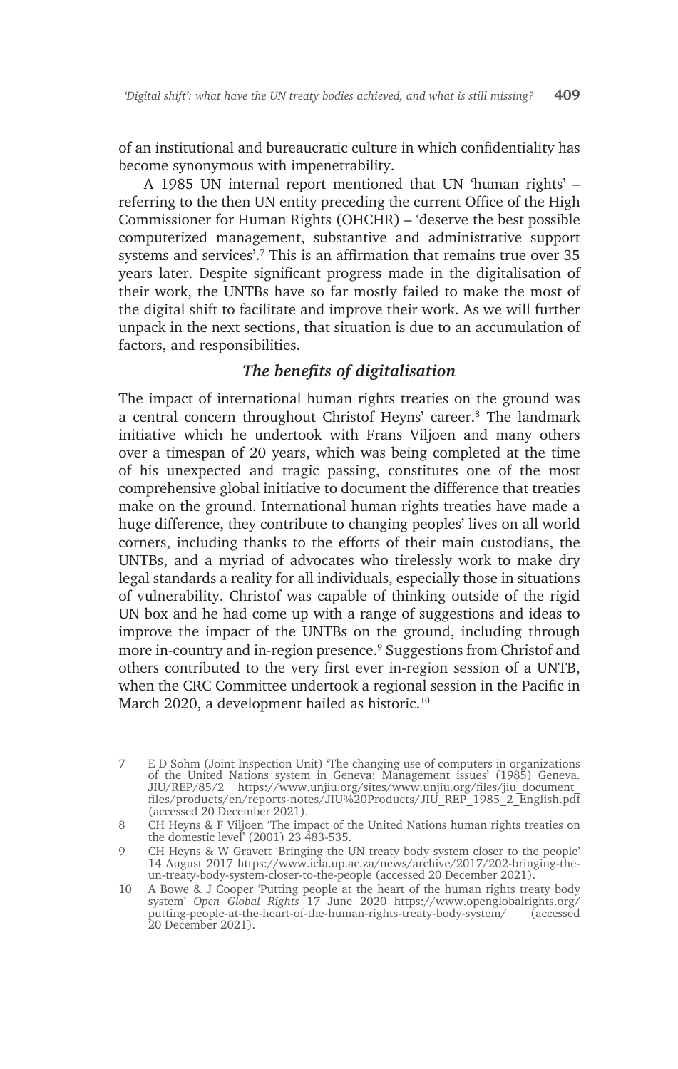of an institutional and bureaucratic culture in which confidentiality has become synonymous with impenetrability.

A 1985 UN internal report mentioned that UN 'human rights' – referring to the then UN entity preceding the current Office of the High Commissioner for Human Rights (OHCHR) – 'deserve the best possible computerized management, substantive and administrative support systems and services'.[7] This is an affirmation that remains true over 35 years later. Despite significant progress made in the digitalisation of their work, the UNTBs have so far mostly failed to make the most of the digital shift to facilitate and improve their work. As we will further unpack in the next sections, that situation is due to an accumulation of factors, and responsibilities.

### *The benefits of digitalisation*

The impact of international human rights treaties on the ground was a central concern throughout Christof Heyns' career.[8] The landmark initiative which he undertook with Frans Viljoen and many others over a timespan of 20 years, which was being completed at the time of his unexpected and tragic passing, constitutes one of the most comprehensive global initiative to document the difference that treaties make on the ground. International human rights treaties have made a huge difference, they contribute to changing peoples' lives on all world corners, including thanks to the efforts of their main custodians, the UNTBs, and a myriad of advocates who tirelessly work to make dry legal standards a reality for all individuals, especially those in situations of vulnerability. Christof was capable of thinking outside of the rigid UN box and he had come up with a range of suggestions and ideas to improve the impact of the UNTBs on the ground, including through more in-country and in-region presence.[9] Suggestions from Christof and others contributed to the very first ever in-region session of a UNTB, when the CRC Committee undertook a regional session in the Pacific in March 2020, a development hailed as historic.[10]

7 E D Sohm (Joint Inspection Unit) 'The changing use of computers in organizations of the United Nations system in Geneva: Management issues' (1985) Geneva. JIU/REP/85/2 https://www.unjiu.org/sites/www.unjiu.org/files/jiu_document_files/products/en/reports-notes/JIU%20Products/JIU_REP_1985_2_English.pdf (accessed 20 December 2021).

8 CH Heyns & F Viljoen 'The impact of the United Nations human rights treaties on the domestic level' (2001) 23 483-535.

9 CH Heyns & W Gravett 'Bringing the UN treaty body system closer to the people' 14 August 2017 https://www.icla.up.ac.za/news/archive/2017/202-bringing-the-un-treaty-body-system-closer-to-the-people (accessed 20 December 2021).

10 A Bowe & J Cooper 'Putting people at the heart of the human rights treaty body system' *Open Global Rights* 17 June 2020 https://www.openglobalrights.org/putting-people-at-the-heart-of-the-human-rights-treaty-body-system/ (accessed 20 December 2021).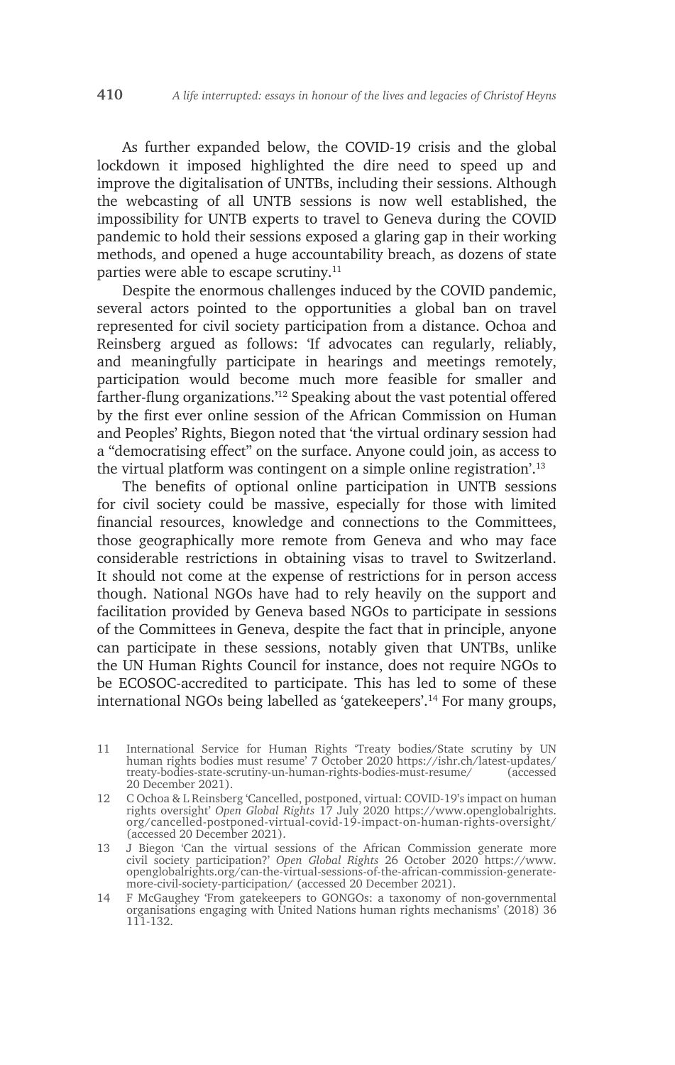As further expanded below, the COVID-19 crisis and the global lockdown it imposed highlighted the dire need to speed up and improve the digitalisation of UNTBs, including their sessions. Although the webcasting of all UNTB sessions is now well established, the impossibility for UNTB experts to travel to Geneva during the COVID pandemic to hold their sessions exposed a glaring gap in their working methods, and opened a huge accountability breach, as dozens of state parties were able to escape scrutiny.[11]

Despite the enormous challenges induced by the COVID pandemic, several actors pointed to the opportunities a global ban on travel represented for civil society participation from a distance. Ochoa and Reinsberg argued as follows: 'If advocates can regularly, reliably, and meaningfully participate in hearings and meetings remotely, participation would become much more feasible for smaller and farther-flung organizations.'[12] Speaking about the vast potential offered by the first ever online session of the African Commission on Human and Peoples' Rights, Biegon noted that 'the virtual ordinary session had a "democratising effect" on the surface. Anyone could join, as access to the virtual platform was contingent on a simple online registration'.[13]

The benefits of optional online participation in UNTB sessions for civil society could be massive, especially for those with limited financial resources, knowledge and connections to the Committees, those geographically more remote from Geneva and who may face considerable restrictions in obtaining visas to travel to Switzerland. It should not come at the expense of restrictions for in person access though. National NGOs have had to rely heavily on the support and facilitation provided by Geneva based NGOs to participate in sessions of the Committees in Geneva, despite the fact that in principle, anyone can participate in these sessions, notably given that UNTBs, unlike the UN Human Rights Council for instance, does not require NGOs to be ECOSOC-accredited to participate. This has led to some of these international NGOs being labelled as 'gatekeepers'.[14] For many groups,

---

11 International Service for Human Rights 'Treaty bodies/State scrutiny by UN human rights bodies must resume' 7 October 2020 https://ishr.ch/latest-updates/treaty-bodies-state-scrutiny-un-human-rights-bodies-must-resume/ (accessed 20 December 2021).

12 C Ochoa & L Reinsberg 'Cancelled, postponed, virtual: COVID-19's impact on human rights oversight' *Open Global Rights* 17 July 2020 https://www.openglobalrights.org/cancelled-postponed-virtual-covid-19-impact-on-human-rights-oversight/ (accessed 20 December 2021).

13 J Biegon 'Can the virtual sessions of the African Commission generate more civil society participation?' *Open Global Rights* 26 October 2020 https://www.openglobalrights.org/can-the-virtual-sessions-of-the-african-commission-generate-more-civil-society-participation/ (accessed 20 December 2021).

14 F McGaughey 'From gatekeepers to GONGOs: a taxonomy of non-governmental organisations engaging with United Nations human rights mechanisms' (2018) 36 111-132.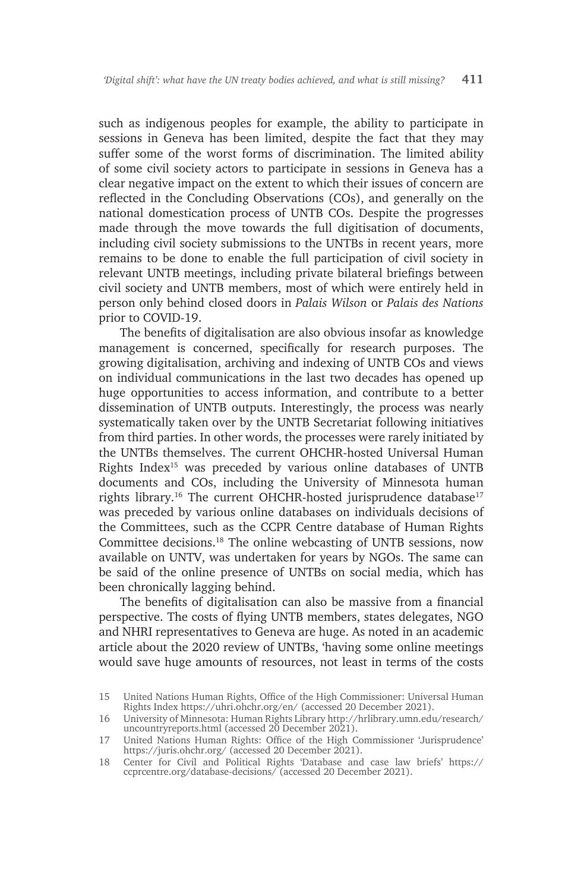such as indigenous peoples for example, the ability to participate in sessions in Geneva has been limited, despite the fact that they may suffer some of the worst forms of discrimination. The limited ability of some civil society actors to participate in sessions in Geneva has a clear negative impact on the extent to which their issues of concern are reflected in the Concluding Observations (COs), and generally on the national domestication process of UNTB COs. Despite the progresses made through the move towards the full digitisation of documents, including civil society submissions to the UNTBs in recent years, more remains to be done to enable the full participation of civil society in relevant UNTB meetings, including private bilateral briefings between civil society and UNTB members, most of which were entirely held in person only behind closed doors in *Palais Wilson* or *Palais des Nations* prior to COVID-19.

The benefits of digitalisation are also obvious insofar as knowledge management is concerned, specifically for research purposes. The growing digitalisation, archiving and indexing of UNTB COs and views on individual communications in the last two decades has opened up huge opportunities to access information, and contribute to a better dissemination of UNTB outputs. Interestingly, the process was nearly systematically taken over by the UNTB Secretariat following initiatives from third parties. In other words, the processes were rarely initiated by the UNTBs themselves. The current OHCHR-hosted Universal Human Rights Index[15] was preceded by various online databases of UNTB documents and COs, including the University of Minnesota human rights library.[16] The current OHCHR-hosted jurisprudence database[17] was preceded by various online databases on individuals decisions of the Committees, such as the CCPR Centre database of Human Rights Committee decisions.[18] The online webcasting of UNTB sessions, now available on UNTV, was undertaken for years by NGOs. The same can be said of the online presence of UNTBs on social media, which has been chronically lagging behind.

The benefits of digitalisation can also be massive from a financial perspective. The costs of flying UNTB members, states delegates, NGO and NHRI representatives to Geneva are huge. As noted in an academic article about the 2020 review of UNTBs, 'having some online meetings would save huge amounts of resources, not least in terms of the costs

---

15 United Nations Human Rights, Office of the High Commissioner: Universal Human Rights Index https://uhri.ohchr.org/en/ (accessed 20 December 2021).

16 University of Minnesota: Human Rights Library http://hrlibrary.umn.edu/research/uncountryreports.html (accessed 20 December 2021).

17 United Nations Human Rights: Office of the High Commissioner 'Jurisprudence' https://juris.ohchr.org/ (accessed 20 December 2021).

18 Center for Civil and Political Rights 'Database and case law briefs' https://ccprcentre.org/database-decisions/ (accessed 20 December 2021).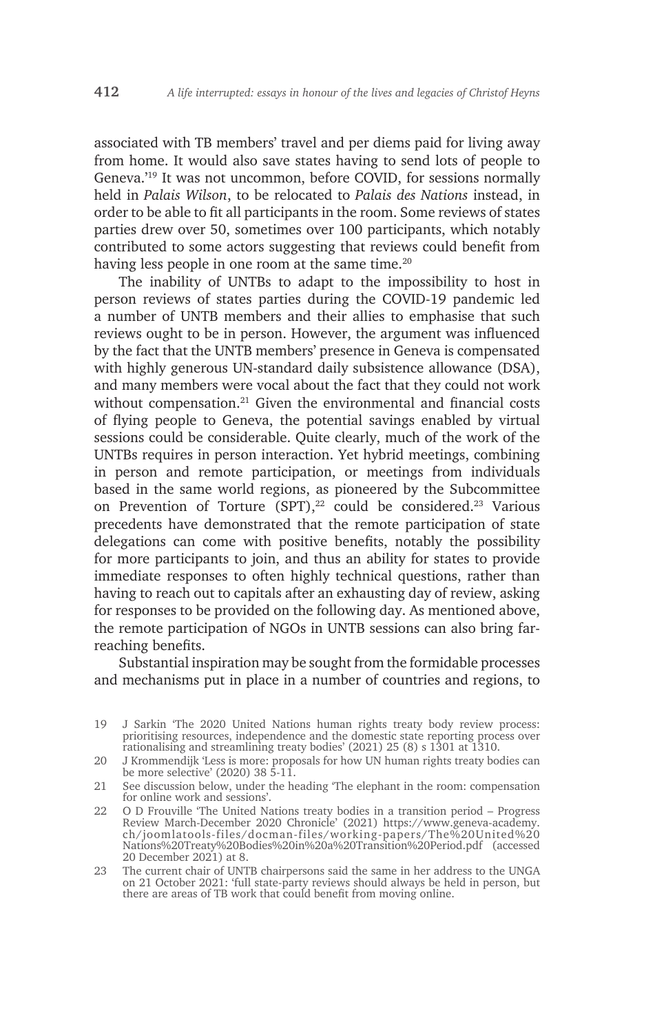associated with TB members' travel and per diems paid for living away from home. It would also save states having to send lots of people to Geneva.'[19] It was not uncommon, before COVID, for sessions normally held in *Palais Wilson*, to be relocated to *Palais des Nations* instead, in order to be able to fit all participants in the room. Some reviews of states parties drew over 50, sometimes over 100 participants, which notably contributed to some actors suggesting that reviews could benefit from having less people in one room at the same time.[20]

The inability of UNTBs to adapt to the impossibility to host in person reviews of states parties during the COVID-19 pandemic led a number of UNTB members and their allies to emphasise that such reviews ought to be in person. However, the argument was influenced by the fact that the UNTB members' presence in Geneva is compensated with highly generous UN-standard daily subsistence allowance (DSA), and many members were vocal about the fact that they could not work without compensation.[21] Given the environmental and financial costs of flying people to Geneva, the potential savings enabled by virtual sessions could be considerable. Quite clearly, much of the work of the UNTBs requires in person interaction. Yet hybrid meetings, combining in person and remote participation, or meetings from individuals based in the same world regions, as pioneered by the Subcommittee on Prevention of Torture (SPT),[22] could be considered.[23] Various precedents have demonstrated that the remote participation of state delegations can come with positive benefits, notably the possibility for more participants to join, and thus an ability for states to provide immediate responses to often highly technical questions, rather than having to reach out to capitals after an exhausting day of review, asking for responses to be provided on the following day. As mentioned above, the remote participation of NGOs in UNTB sessions can also bring far-reaching benefits.

Substantial inspiration may be sought from the formidable processes and mechanisms put in place in a number of countries and regions, to

---

19 J Sarkin 'The 2020 United Nations human rights treaty body review process: prioritising resources, independence and the domestic state reporting process over rationalising and streamlining treaty bodies' (2021) 25 (8) s 1301 at 1310.

20 J Krommendijk 'Less is more: proposals for how UN human rights treaty bodies can be more selective' (2020) 38 5-11.

21 See discussion below, under the heading 'The elephant in the room: compensation for online work and sessions'.

22 O D Frouville 'The United Nations treaty bodies in a transition period – Progress Review March-December 2020 Chronicle' (2021) https://www.geneva-academy.ch/joomlatools-files/docman-files/working-papers/The%20United%20Nations%20Treaty%20Bodies%20in%20a%20Transition%20Period.pdf (accessed 20 December 2021) at 8.

23 The current chair of UNTB chairpersons said the same in her address to the UNGA on 21 October 2021: 'full state-party reviews should always be held in person, but there are areas of TB work that could benefit from moving online.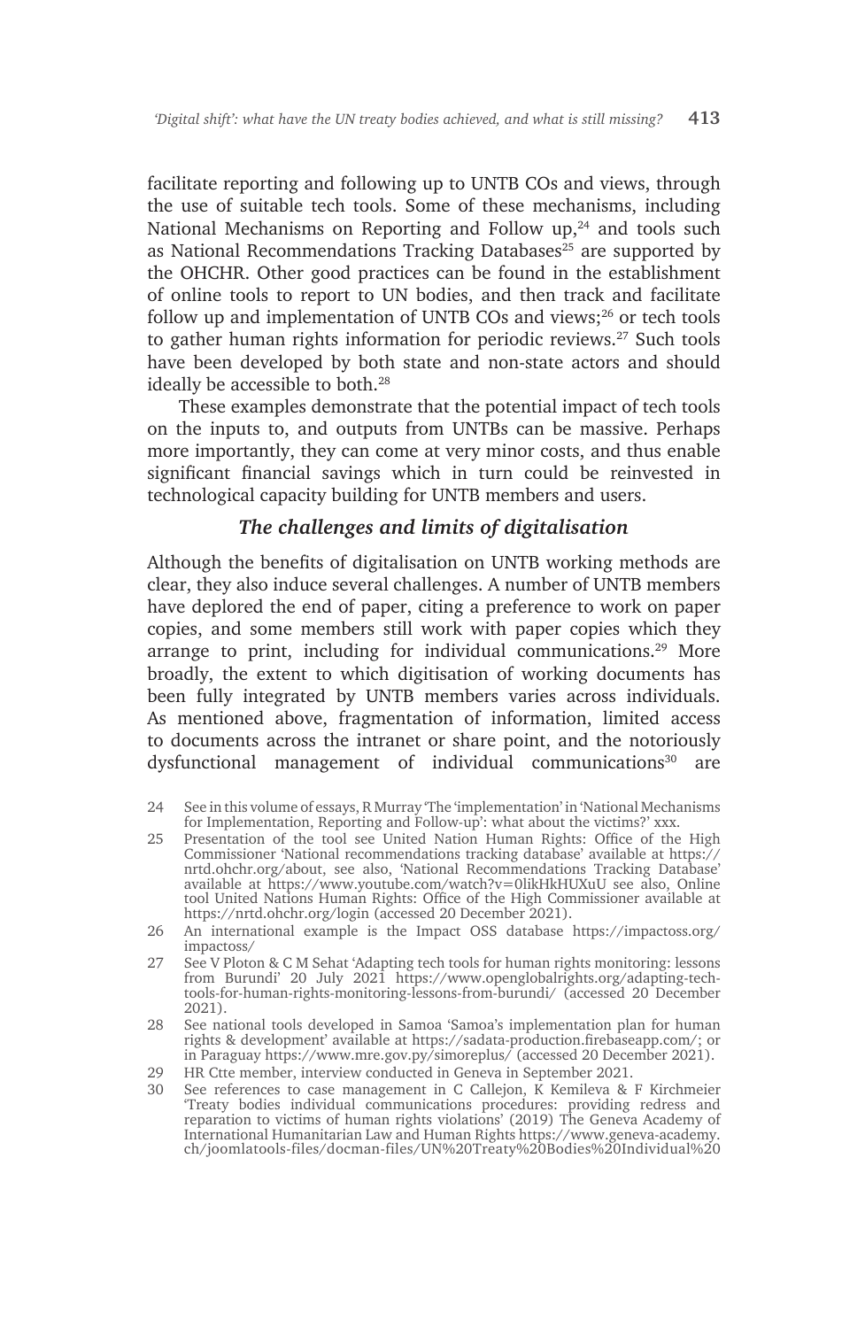facilitate reporting and following up to UNTB COs and views, through the use of suitable tech tools. Some of these mechanisms, including National Mechanisms on Reporting and Follow up,[24] and tools such as National Recommendations Tracking Databases[25] are supported by the OHCHR. Other good practices can be found in the establishment of online tools to report to UN bodies, and then track and facilitate follow up and implementation of UNTB COs and views;[26] or tech tools to gather human rights information for periodic reviews.[27] Such tools have been developed by both state and non-state actors and should ideally be accessible to both.[28]

These examples demonstrate that the potential impact of tech tools on the inputs to, and outputs from UNTBs can be massive. Perhaps more importantly, they can come at very minor costs, and thus enable significant financial savings which in turn could be reinvested in technological capacity building for UNTB members and users.

### *The challenges and limits of digitalisation*

Although the benefits of digitalisation on UNTB working methods are clear, they also induce several challenges. A number of UNTB members have deplored the end of paper, citing a preference to work on paper copies, and some members still work with paper copies which they arrange to print, including for individual communications.[29] More broadly, the extent to which digitisation of working documents has been fully integrated by UNTB members varies across individuals. As mentioned above, fragmentation of information, limited access to documents across the intranet or share point, and the notoriously dysfunctional management of individual communications[30] are

---

24 See in this volume of essays, R Murray 'The 'implementation' in 'National Mechanisms for Implementation, Reporting and Follow-up': what about the victims?' xxx.

25 Presentation of the tool see United Nation Human Rights: Office of the High Commissioner 'National recommendations tracking database' available at https://nrtd.ohchr.org/about, see also, 'National Recommendations Tracking Database' available at https://www.youtube.com/watch?v=0likHkHUXuU see also, Online tool United Nations Human Rights: Office of the High Commissioner available at https://nrtd.ohchr.org/login (accessed 20 December 2021).

26 An international example is the Impact OSS database https://impactoss.org/impactoss/

27 See V Ploton & C M Sehat 'Adapting tech tools for human rights monitoring: lessons from Burundi' 20 July 2021 https://www.openglobalrights.org/adapting-tech-tools-for-human-rights-monitoring-lessons-from-burundi/ (accessed 20 December 2021).

28 See national tools developed in Samoa 'Samoa's implementation plan for human rights & development' available at https://sadata-production.firebaseapp.com/; or in Paraguay https://www.mre.gov.py/simoreplus/ (accessed 20 December 2021).

29 HR Ctte member, interview conducted in Geneva in September 2021.

30 See references to case management in C Callejon, K Kemileva & F Kirchmeier 'Treaty bodies individual communications procedures: providing redress and reparation to victims of human rights violations' (2019) The Geneva Academy of International Humanitarian Law and Human Rights https://www.geneva-academy.ch/joomlatools-files/docman-files/UN%20Treaty%20Bodies%20Individual%20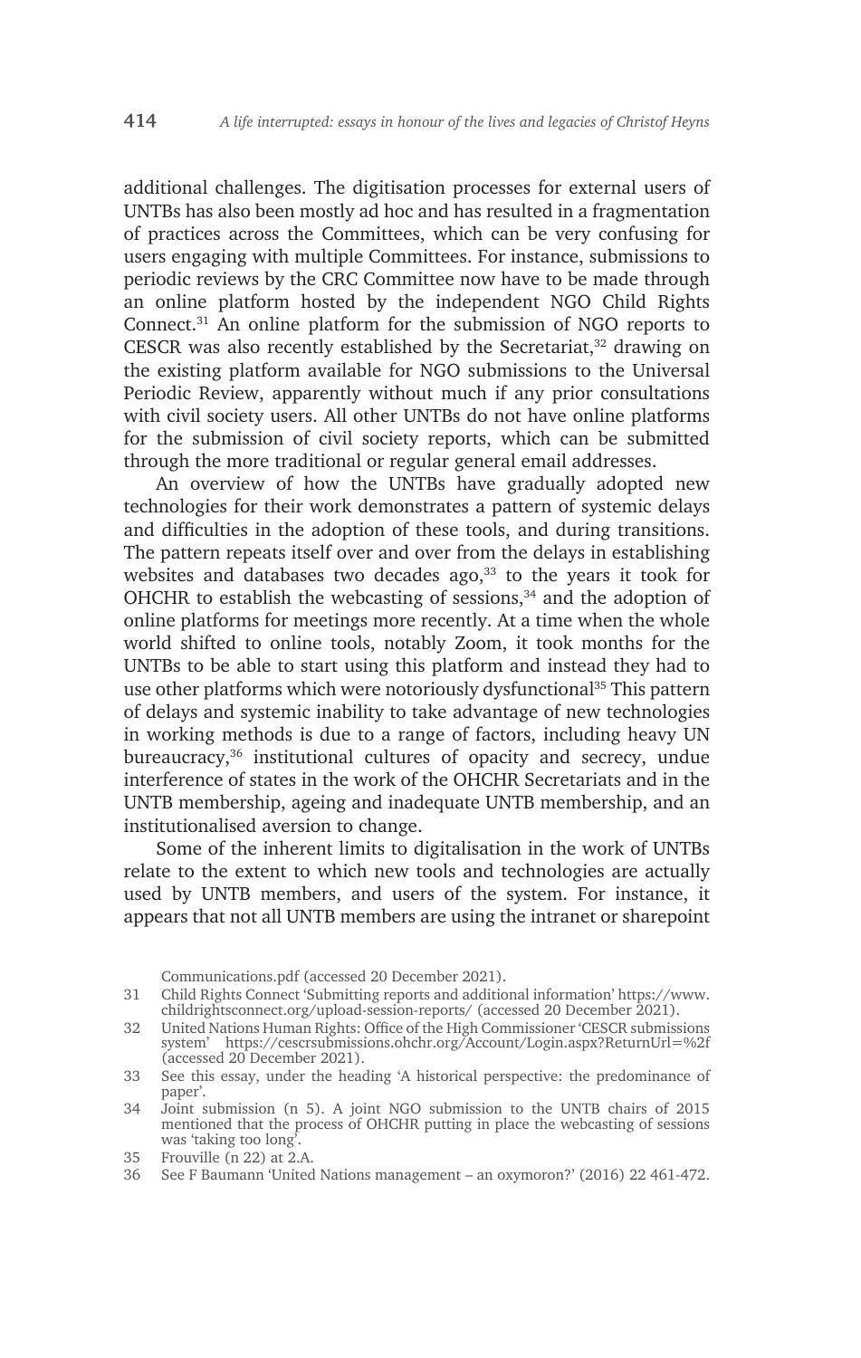additional challenges. The digitisation processes for external users of UNTBs has also been mostly ad hoc and has resulted in a fragmentation of practices across the Committees, which can be very confusing for users engaging with multiple Committees. For instance, submissions to periodic reviews by the CRC Committee now have to be made through an online platform hosted by the independent NGO Child Rights Connect.[31] An online platform for the submission of NGO reports to CESCR was also recently established by the Secretariat,[32] drawing on the existing platform available for NGO submissions to the Universal Periodic Review, apparently without much if any prior consultations with civil society users. All other UNTBs do not have online platforms for the submission of civil society reports, which can be submitted through the more traditional or regular general email addresses.

An overview of how the UNTBs have gradually adopted new technologies for their work demonstrates a pattern of systemic delays and difficulties in the adoption of these tools, and during transitions. The pattern repeats itself over and over from the delays in establishing websites and databases two decades ago,[33] to the years it took for OHCHR to establish the webcasting of sessions,[34] and the adoption of online platforms for meetings more recently. At a time when the whole world shifted to online tools, notably Zoom, it took months for the UNTBs to be able to start using this platform and instead they had to use other platforms which were notoriously dysfunctional[35] This pattern of delays and systemic inability to take advantage of new technologies in working methods is due to a range of factors, including heavy UN bureaucracy,[36] institutional cultures of opacity and secrecy, undue interference of states in the work of the OHCHR Secretariats and in the UNTB membership, ageing and inadequate UNTB membership, and an institutionalised aversion to change.

Some of the inherent limits to digitalisation in the work of UNTBs relate to the extent to which new tools and technologies are actually used by UNTB members, and users of the system. For instance, it appears that not all UNTB members are using the intranet or sharepoint

Communications.pdf (accessed 20 December 2021).

31 Child Rights Connect 'Submitting reports and additional information' https://www.childrightsconnect.org/upload-session-reports/ (accessed 20 December 2021).

32 United Nations Human Rights: Office of the High Commissioner 'CESCR submissions system' https://cescrsubmissions.ohchr.org/Account/Login.aspx?ReturnUrl=%2f (accessed 20 December 2021).

33 See this essay, under the heading 'A historical perspective: the predominance of paper'.

34 Joint submission (n 5). A joint NGO submission to the UNTB chairs of 2015 mentioned that the process of OHCHR putting in place the webcasting of sessions was 'taking too long'.

35 Frouville (n 22) at 2.A.

36 See F Baumann 'United Nations management – an oxymoron?' (2016) 22 461-472.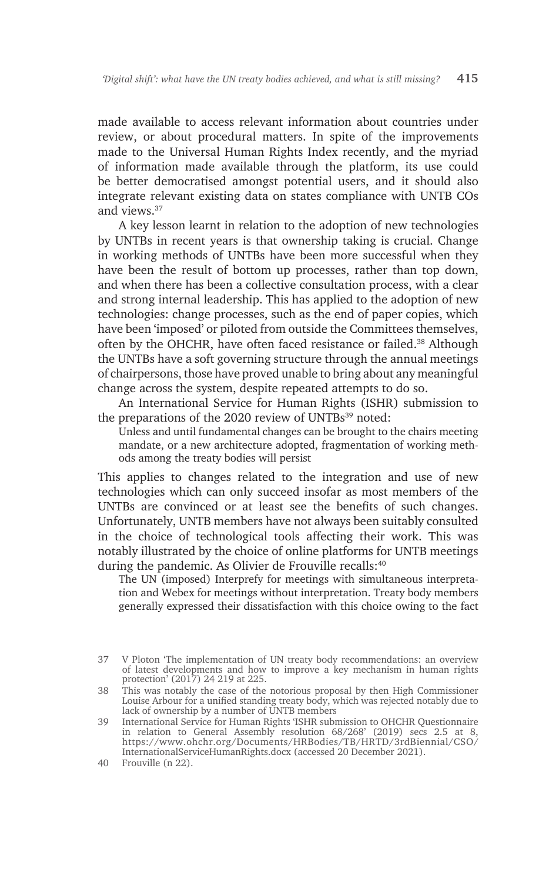made available to access relevant information about countries under review, or about procedural matters. In spite of the improvements made to the Universal Human Rights Index recently, and the myriad of information made available through the platform, its use could be better democratised amongst potential users, and it should also integrate relevant existing data on states compliance with UNTB COs and views.[37]

A key lesson learnt in relation to the adoption of new technologies by UNTBs in recent years is that ownership taking is crucial. Change in working methods of UNTBs have been more successful when they have been the result of bottom up processes, rather than top down, and when there has been a collective consultation process, with a clear and strong internal leadership. This has applied to the adoption of new technologies: change processes, such as the end of paper copies, which have been 'imposed' or piloted from outside the Committees themselves, often by the OHCHR, have often faced resistance or failed.[38] Although the UNTBs have a soft governing structure through the annual meetings of chairpersons, those have proved unable to bring about any meaningful change across the system, despite repeated attempts to do so.

An International Service for Human Rights (ISHR) submission to the preparations of the 2020 review of UNTBs[39] noted:

> Unless and until fundamental changes can be brought to the chairs meeting mandate, or a new architecture adopted, fragmentation of working methods among the treaty bodies will persist

This applies to changes related to the integration and use of new technologies which can only succeed insofar as most members of the UNTBs are convinced or at least see the benefits of such changes. Unfortunately, UNTB members have not always been suitably consulted in the choice of technological tools affecting their work. This was notably illustrated by the choice of online platforms for UNTB meetings during the pandemic. As Olivier de Frouville recalls:[40]

> The UN (imposed) Interprefy for meetings with simultaneous interpretation and Webex for meetings without interpretation. Treaty body members generally expressed their dissatisfaction with this choice owing to the fact

---

37 V Ploton 'The implementation of UN treaty body recommendations: an overview of latest developments and how to improve a key mechanism in human rights protection' (2017) 24 219 at 225.

38 This was notably the case of the notorious proposal by then High Commissioner Louise Arbour for a unified standing treaty body, which was rejected notably due to lack of ownership by a number of UNTB members

39 International Service for Human Rights 'ISHR submission to OHCHR Questionnaire in relation to General Assembly resolution 68/268' (2019) secs 2.5 at 8, https://www.ohchr.org/Documents/HRBodies/TB/HRTD/3rdBiennial/CSO/InternationalServiceHumanRights.docx (accessed 20 December 2021).

40 Frouville (n 22).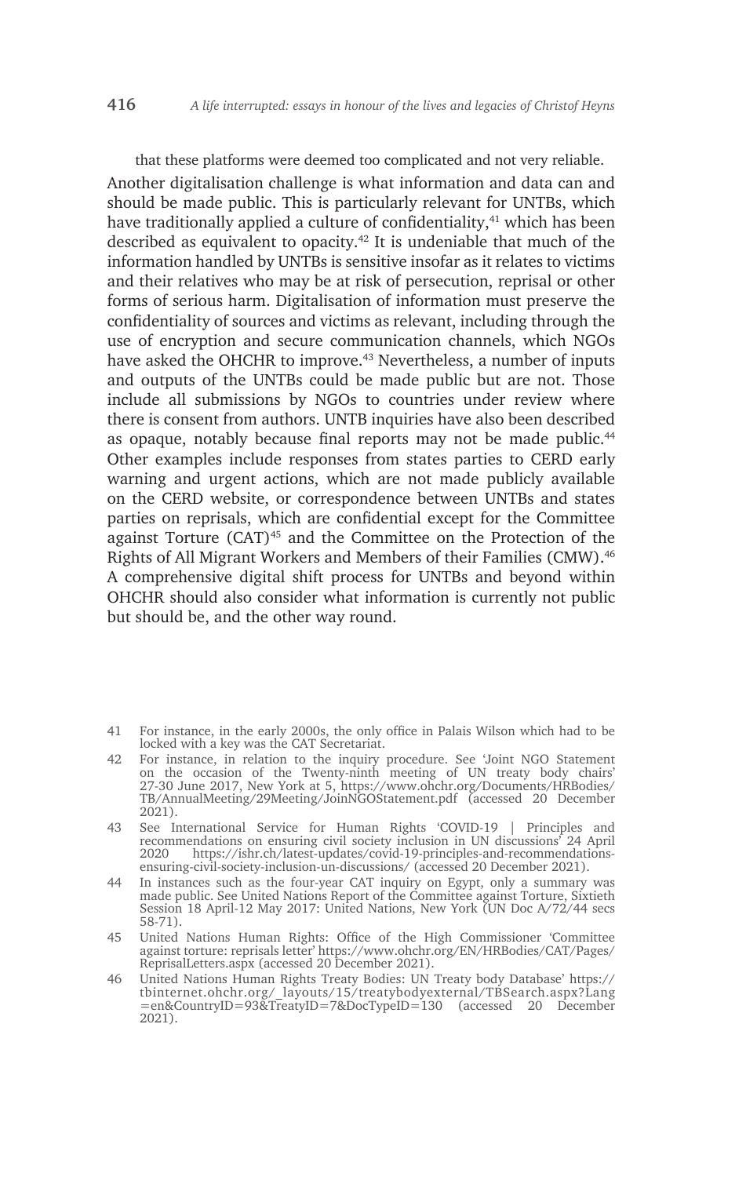that these platforms were deemed too complicated and not very reliable.

Another digitalisation challenge is what information and data can and should be made public. This is particularly relevant for UNTBs, which have traditionally applied a culture of confidentiality,[41] which has been described as equivalent to opacity.[42] It is undeniable that much of the information handled by UNTBs is sensitive insofar as it relates to victims and their relatives who may be at risk of persecution, reprisal or other forms of serious harm. Digitalisation of information must preserve the confidentiality of sources and victims as relevant, including through the use of encryption and secure communication channels, which NGOs have asked the OHCHR to improve.[43] Nevertheless, a number of inputs and outputs of the UNTBs could be made public but are not. Those include all submissions by NGOs to countries under review where there is consent from authors. UNTB inquiries have also been described as opaque, notably because final reports may not be made public.[44] Other examples include responses from states parties to CERD early warning and urgent actions, which are not made publicly available on the CERD website, or correspondence between UNTBs and states parties on reprisals, which are confidential except for the Committee against Torture (CAT)[45] and the Committee on the Protection of the Rights of All Migrant Workers and Members of their Families (CMW).[46] A comprehensive digital shift process for UNTBs and beyond within OHCHR should also consider what information is currently not public but should be, and the other way round.

---

41 For instance, in the early 2000s, the only office in Palais Wilson which had to be locked with a key was the CAT Secretariat.

42 For instance, in relation to the inquiry procedure. See 'Joint NGO Statement on the occasion of the Twenty-ninth meeting of UN treaty body chairs' 27-30 June 2017, New York at 5, https://www.ohchr.org/Documents/HRBodies/TB/AnnualMeeting/29Meeting/JoinNGOStatement.pdf (accessed 20 December 2021).

43 See International Service for Human Rights 'COVID-19 | Principles and recommendations on ensuring civil society inclusion in UN discussions' 24 April 2020 https://ishr.ch/latest-updates/covid-19-principles-and-recommendations-ensuring-civil-society-inclusion-un-discussions/ (accessed 20 December 2021).

44 In instances such as the four-year CAT inquiry on Egypt, only a summary was made public. See United Nations Report of the Committee against Torture, Sixtieth Session 18 April-12 May 2017: United Nations, New York (UN Doc A/72/44 secs 58-71).

45 United Nations Human Rights: Office of the High Commissioner 'Committee against torture: reprisals letter' https://www.ohchr.org/EN/HRBodies/CAT/Pages/ReprisalLetters.aspx (accessed 20 December 2021).

46 United Nations Human Rights Treaty Bodies: UN Treaty body Database' https://tbinternet.ohchr.org/_layouts/15/treatybodyexternal/TBSearch.aspx?Lang=en&CountryID=93&TreatyID=7&DocTypeID=130 (accessed 20 December 2021).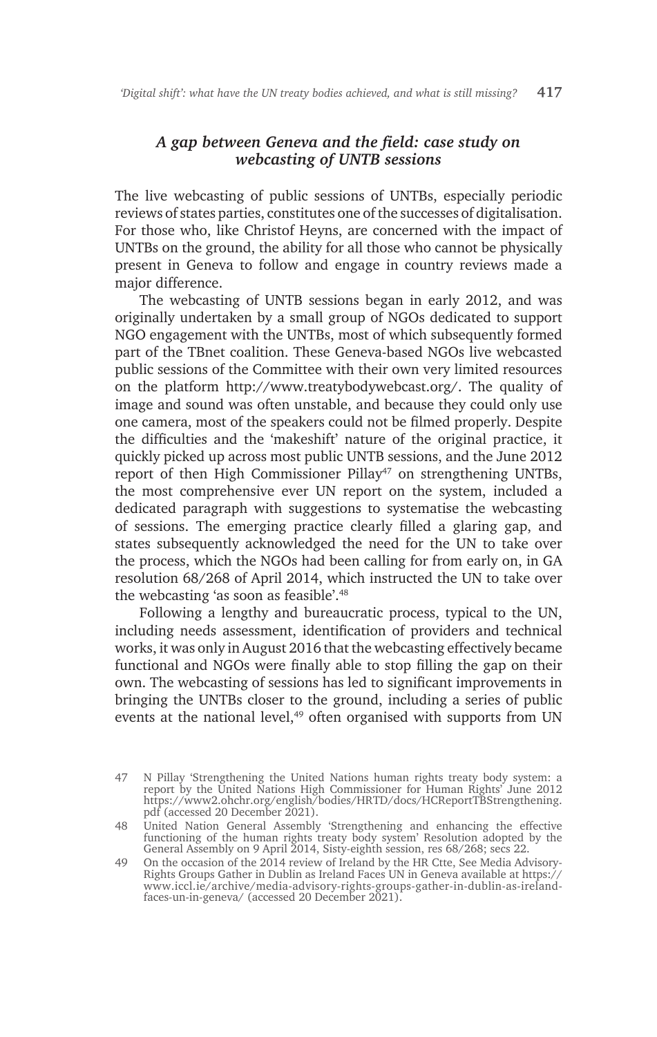### *A gap between Geneva and the field: case study on webcasting of UNTB sessions*

The live webcasting of public sessions of UNTBs, especially periodic reviews of states parties, constitutes one of the successes of digitalisation. For those who, like Christof Heyns, are concerned with the impact of UNTBs on the ground, the ability for all those who cannot be physically present in Geneva to follow and engage in country reviews made a major difference.

The webcasting of UNTB sessions began in early 2012, and was originally undertaken by a small group of NGOs dedicated to support NGO engagement with the UNTBs, most of which subsequently formed part of the TBnet coalition. These Geneva-based NGOs live webcasted public sessions of the Committee with their own very limited resources on the platform http://www.treatybodywebcast.org/. The quality of image and sound was often unstable, and because they could only use one camera, most of the speakers could not be filmed properly. Despite the difficulties and the 'makeshift' nature of the original practice, it quickly picked up across most public UNTB sessions, and the June 2012 report of then High Commissioner Pillay[47] on strengthening UNTBs, the most comprehensive ever UN report on the system, included a dedicated paragraph with suggestions to systematise the webcasting of sessions. The emerging practice clearly filled a glaring gap, and states subsequently acknowledged the need for the UN to take over the process, which the NGOs had been calling for from early on, in GA resolution 68/268 of April 2014, which instructed the UN to take over the webcasting 'as soon as feasible'.[48]

Following a lengthy and bureaucratic process, typical to the UN, including needs assessment, identification of providers and technical works, it was only in August 2016 that the webcasting effectively became functional and NGOs were finally able to stop filling the gap on their own. The webcasting of sessions has led to significant improvements in bringing the UNTBs closer to the ground, including a series of public events at the national level,[49] often organised with supports from UN

47 N Pillay 'Strengthening the United Nations human rights treaty body system: a report by the United Nations High Commissioner for Human Rights' June 2012 https://www2.ohchr.org/english/bodies/HRTD/docs/HCReportTBStrengthening.pdf (accessed 20 December 2021).

48 United Nation General Assembly 'Strengthening and enhancing the effective functioning of the human rights treaty body system' Resolution adopted by the General Assembly on 9 April 2014, Sisty-eighth session, res 68/268; secs 22.

49 On the occasion of the 2014 review of Ireland by the HR Ctte, See Media Advisory-Rights Groups Gather in Dublin as Ireland Faces UN in Geneva available at https://www.iccl.ie/archive/media-advisory-rights-groups-gather-in-dublin-as-ireland-faces-un-in-geneva/ (accessed 20 December 2021).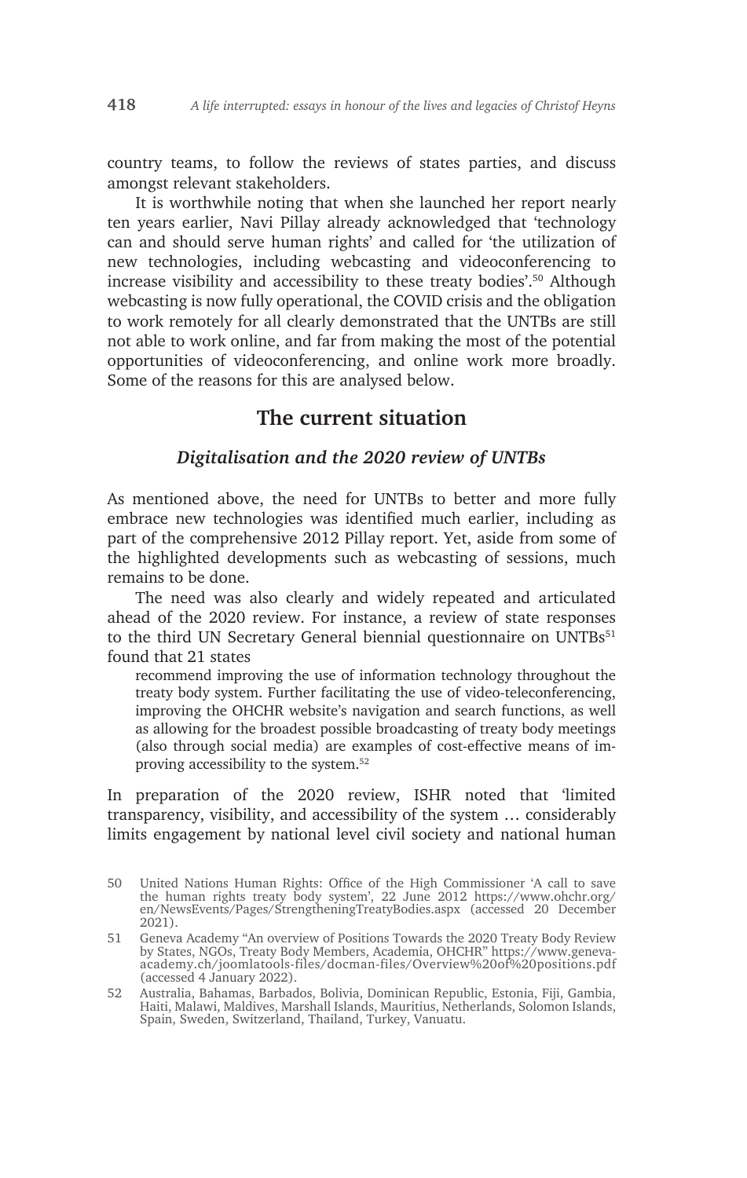country teams, to follow the reviews of states parties, and discuss amongst relevant stakeholders.

It is worthwhile noting that when she launched her report nearly ten years earlier, Navi Pillay already acknowledged that 'technology can and should serve human rights' and called for 'the utilization of new technologies, including webcasting and videoconferencing to increase visibility and accessibility to these treaty bodies'.[50] Although webcasting is now fully operational, the COVID crisis and the obligation to work remotely for all clearly demonstrated that the UNTBs are still not able to work online, and far from making the most of the potential opportunities of videoconferencing, and online work more broadly. Some of the reasons for this are analysed below.

## The current situation

### *Digitalisation and the 2020 review of UNTBs*

As mentioned above, the need for UNTBs to better and more fully embrace new technologies was identified much earlier, including as part of the comprehensive 2012 Pillay report. Yet, aside from some of the highlighted developments such as webcasting of sessions, much remains to be done.

The need was also clearly and widely repeated and articulated ahead of the 2020 review. For instance, a review of state responses to the third UN Secretary General biennial questionnaire on UNTBs[51] found that 21 states

> recommend improving the use of information technology throughout the treaty body system. Further facilitating the use of video-teleconferencing, improving the OHCHR website's navigation and search functions, as well as allowing for the broadest possible broadcasting of treaty body meetings (also through social media) are examples of cost-effective means of improving accessibility to the system.[52]

In preparation of the 2020 review, ISHR noted that 'limited transparency, visibility, and accessibility of the system … considerably limits engagement by national level civil society and national human

---

50 United Nations Human Rights: Office of the High Commissioner 'A call to save the human rights treaty body system', 22 June 2012 https://www.ohchr.org/en/NewsEvents/Pages/StrengtheningTreatyBodies.aspx (accessed 20 December 2021).

51 Geneva Academy "An overview of Positions Towards the 2020 Treaty Body Review by States, NGOs, Treaty Body Members, Academia, OHCHR" https://www.geneva-academy.ch/joomlatools-files/docman-files/Overview%20of%20positions.pdf (accessed 4 January 2022).

52 Australia, Bahamas, Barbados, Bolivia, Dominican Republic, Estonia, Fiji, Gambia, Haiti, Malawi, Maldives, Marshall Islands, Mauritius, Netherlands, Solomon Islands, Spain, Sweden, Switzerland, Thailand, Turkey, Vanuatu.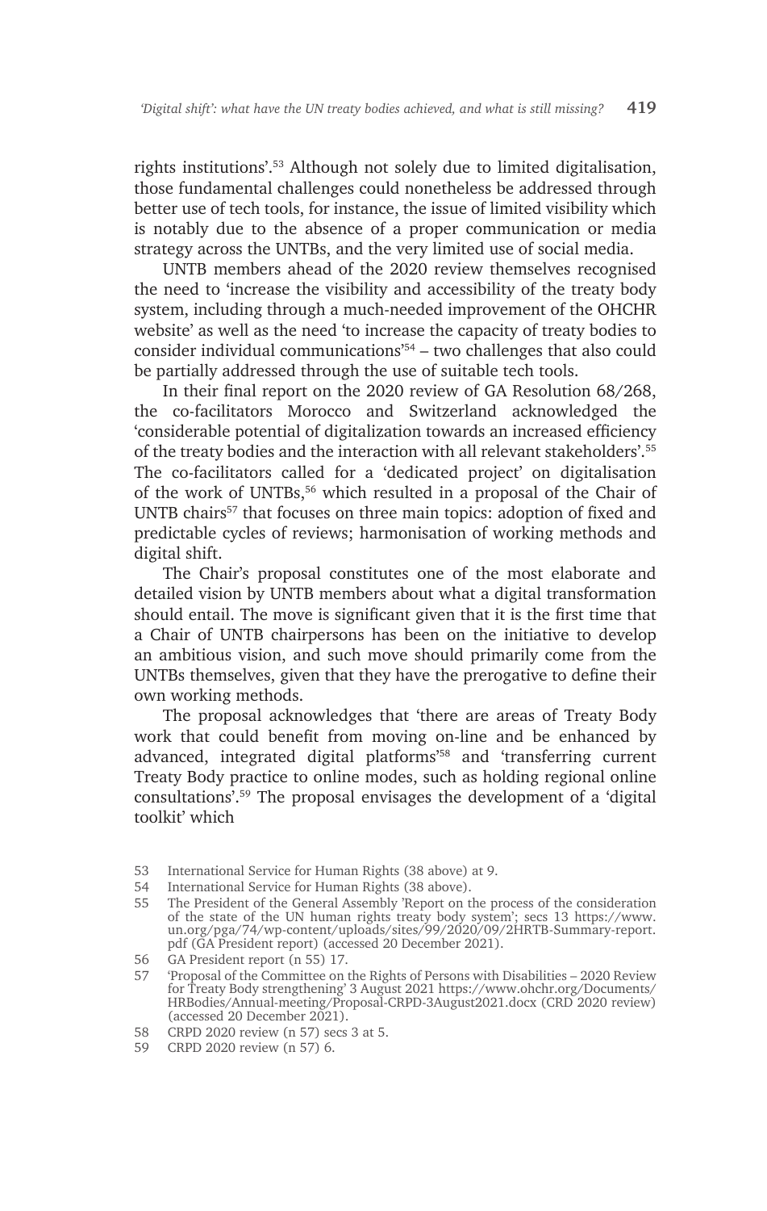rights institutions'.[53] Although not solely due to limited digitalisation, those fundamental challenges could nonetheless be addressed through better use of tech tools, for instance, the issue of limited visibility which is notably due to the absence of a proper communication or media strategy across the UNTBs, and the very limited use of social media.

UNTB members ahead of the 2020 review themselves recognised the need to 'increase the visibility and accessibility of the treaty body system, including through a much-needed improvement of the OHCHR website' as well as the need 'to increase the capacity of treaty bodies to consider individual communications'[54] – two challenges that also could be partially addressed through the use of suitable tech tools.

In their final report on the 2020 review of GA Resolution 68/268, the co-facilitators Morocco and Switzerland acknowledged the 'considerable potential of digitalization towards an increased efficiency of the treaty bodies and the interaction with all relevant stakeholders'.[55] The co-facilitators called for a 'dedicated project' on digitalisation of the work of UNTBs,[56] which resulted in a proposal of the Chair of UNTB chairs[57] that focuses on three main topics: adoption of fixed and predictable cycles of reviews; harmonisation of working methods and digital shift.

The Chair's proposal constitutes one of the most elaborate and detailed vision by UNTB members about what a digital transformation should entail. The move is significant given that it is the first time that a Chair of UNTB chairpersons has been on the initiative to develop an ambitious vision, and such move should primarily come from the UNTBs themselves, given that they have the prerogative to define their own working methods.

The proposal acknowledges that 'there are areas of Treaty Body work that could benefit from moving on-line and be enhanced by advanced, integrated digital platforms'[58] and 'transferring current Treaty Body practice to online modes, such as holding regional online consultations'.[59] The proposal envisages the development of a 'digital toolkit' which

53 International Service for Human Rights (38 above) at 9.

54 International Service for Human Rights (38 above).

55 The President of the General Assembly 'Report on the process of the consideration of the state of the UN human rights treaty body system'; secs 13 https://www.un.org/pga/74/wp-content/uploads/sites/99/2020/09/2HRTB-Summary-report.pdf (GA President report) (accessed 20 December 2021).

56 GA President report (n 55) 17.

57 'Proposal of the Committee on the Rights of Persons with Disabilities – 2020 Review for Treaty Body strengthening' 3 August 2021 https://www.ohchr.org/Documents/HRBodies/Annual-meeting/Proposal-CRPD-3August2021.docx (CRD 2020 review) (accessed 20 December 2021).

58 CRPD 2020 review (n 57) secs 3 at 5.

59 CRPD 2020 review (n 57) 6.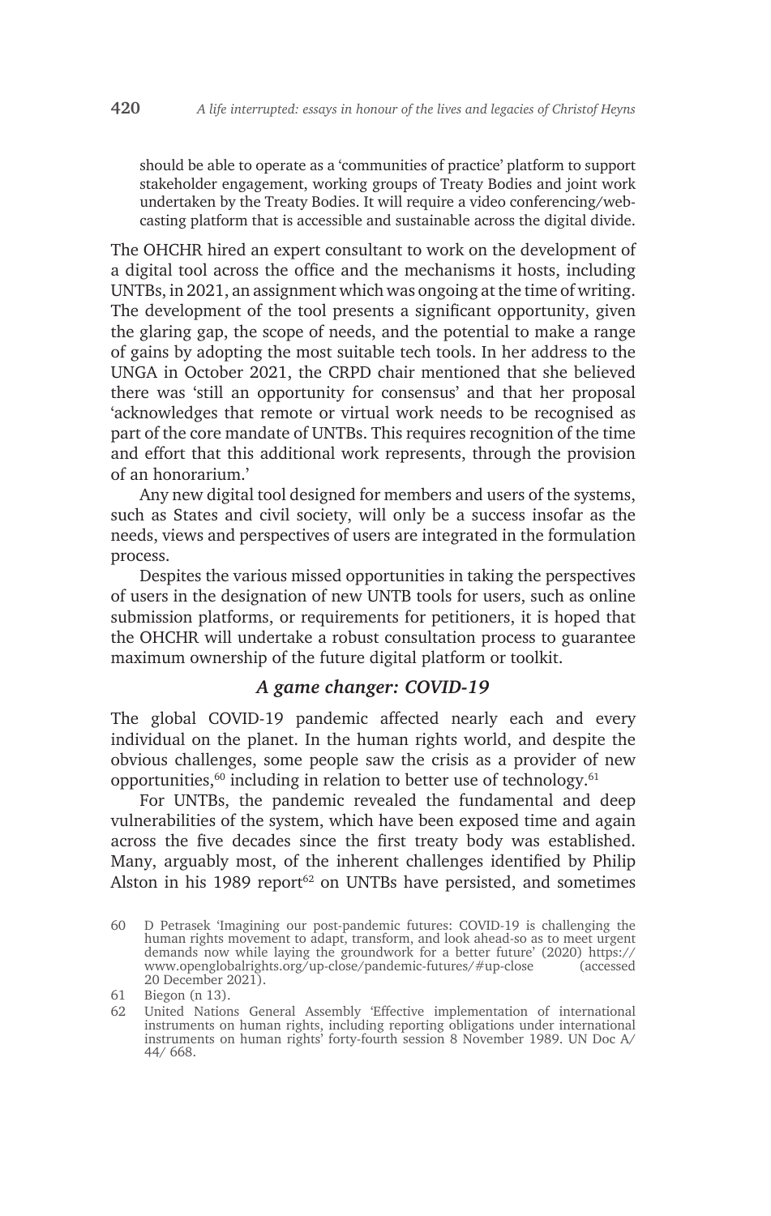should be able to operate as a 'communities of practice' platform to support stakeholder engagement, working groups of Treaty Bodies and joint work undertaken by the Treaty Bodies. It will require a video conferencing/web-casting platform that is accessible and sustainable across the digital divide.

The OHCHR hired an expert consultant to work on the development of a digital tool across the office and the mechanisms it hosts, including UNTBs, in 2021, an assignment which was ongoing at the time of writing. The development of the tool presents a significant opportunity, given the glaring gap, the scope of needs, and the potential to make a range of gains by adopting the most suitable tech tools. In her address to the UNGA in October 2021, the CRPD chair mentioned that she believed there was 'still an opportunity for consensus' and that her proposal 'acknowledges that remote or virtual work needs to be recognised as part of the core mandate of UNTBs. This requires recognition of the time and effort that this additional work represents, through the provision of an honorarium.'

Any new digital tool designed for members and users of the systems, such as States and civil society, will only be a success insofar as the needs, views and perspectives of users are integrated in the formulation process.

Despites the various missed opportunities in taking the perspectives of users in the designation of new UNTB tools for users, such as online submission platforms, or requirements for petitioners, it is hoped that the OHCHR will undertake a robust consultation process to guarantee maximum ownership of the future digital platform or toolkit.

### *A game changer: COVID-19*

The global COVID-19 pandemic affected nearly each and every individual on the planet. In the human rights world, and despite the obvious challenges, some people saw the crisis as a provider of new opportunities,[60] including in relation to better use of technology.[61]

For UNTBs, the pandemic revealed the fundamental and deep vulnerabilities of the system, which have been exposed time and again across the five decades since the first treaty body was established. Many, arguably most, of the inherent challenges identified by Philip Alston in his 1989 report[62] on UNTBs have persisted, and sometimes

60 D Petrasek 'Imagining our post-pandemic futures: COVID-19 is challenging the human rights movement to adapt, transform, and look ahead-so as to meet urgent demands now while laying the groundwork for a better future' (2020) https://www.openglobalrights.org/up-close/pandemic-futures/#up-close (accessed 20 December 2021).

61 Biegon (n 13).

62 United Nations General Assembly 'Effective implementation of international instruments on human rights, including reporting obligations under international instruments on human rights' forty-fourth session 8 November 1989. UN Doc A/ 44/ 668.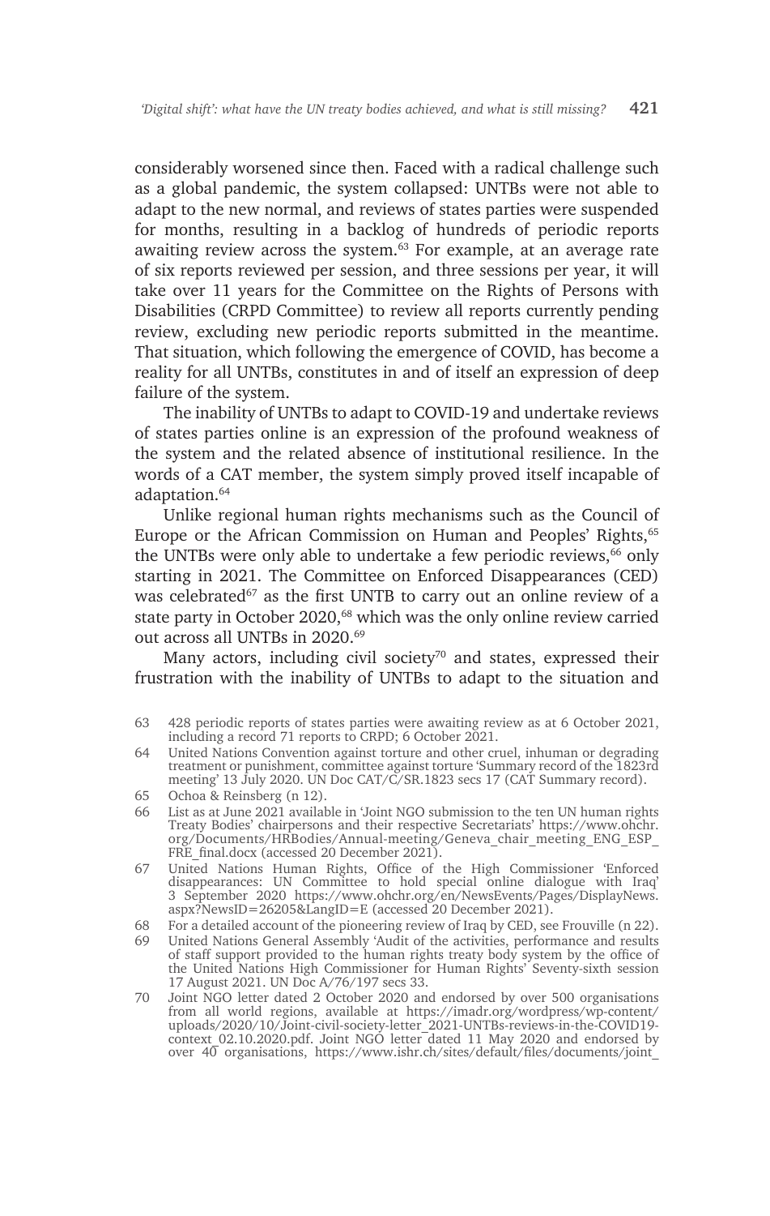considerably worsened since then. Faced with a radical challenge such as a global pandemic, the system collapsed: UNTBs were not able to adapt to the new normal, and reviews of states parties were suspended for months, resulting in a backlog of hundreds of periodic reports awaiting review across the system.[63] For example, at an average rate of six reports reviewed per session, and three sessions per year, it will take over 11 years for the Committee on the Rights of Persons with Disabilities (CRPD Committee) to review all reports currently pending review, excluding new periodic reports submitted in the meantime. That situation, which following the emergence of COVID, has become a reality for all UNTBs, constitutes in and of itself an expression of deep failure of the system.

The inability of UNTBs to adapt to COVID-19 and undertake reviews of states parties online is an expression of the profound weakness of the system and the related absence of institutional resilience. In the words of a CAT member, the system simply proved itself incapable of adaptation.[64]

Unlike regional human rights mechanisms such as the Council of Europe or the African Commission on Human and Peoples' Rights,[65] the UNTBs were only able to undertake a few periodic reviews,[66] only starting in 2021. The Committee on Enforced Disappearances (CED) was celebrated[67] as the first UNTB to carry out an online review of a state party in October 2020,[68] which was the only online review carried out across all UNTBs in 2020.[69]

Many actors, including civil society[70] and states, expressed their frustration with the inability of UNTBs to adapt to the situation and

---

63 428 periodic reports of states parties were awaiting review as at 6 October 2021, including a record 71 reports to CRPD; 6 October 2021.

64 United Nations Convention against torture and other cruel, inhuman or degrading treatment or punishment, committee against torture 'Summary record of the 1823rd meeting' 13 July 2020. UN Doc CAT/C/SR.1823 secs 17 (CAT Summary record).

65 Ochoa & Reinsberg (n 12).

66 List as at June 2021 available in 'Joint NGO submission to the ten UN human rights Treaty Bodies' chairpersons and their respective Secretariats' https://www.ohchr.org/Documents/HRBodies/Annual-meeting/Geneva_chair_meeting_ENG_ESP_FRE_final.docx (accessed 20 December 2021).

67 United Nations Human Rights, Office of the High Commissioner 'Enforced disappearances: UN Committee to hold special online dialogue with Iraq' 3 September 2020 https://www.ohchr.org/en/NewsEvents/Pages/DisplayNews.aspx?NewsID=26205&LangID=E (accessed 20 December 2021).

68 For a detailed account of the pioneering review of Iraq by CED, see Frouville (n 22).

69 United Nations General Assembly 'Audit of the activities, performance and results of staff support provided to the human rights treaty body system by the office of the United Nations High Commissioner for Human Rights' Seventy-sixth session 17 August 2021. UN Doc A/76/197 secs 33.

70 Joint NGO letter dated 2 October 2020 and endorsed by over 500 organisations from all world regions, available at https://imadr.org/wordpress/wp-content/uploads/2020/10/Joint-civil-society-letter_2021-UNTBs-reviews-in-the-COVID19-context_02.10.2020.pdf. Joint NGO letter dated 11 May 2020 and endorsed by over 40 organisations, https://www.ishr.ch/sites/default/files/documents/joint_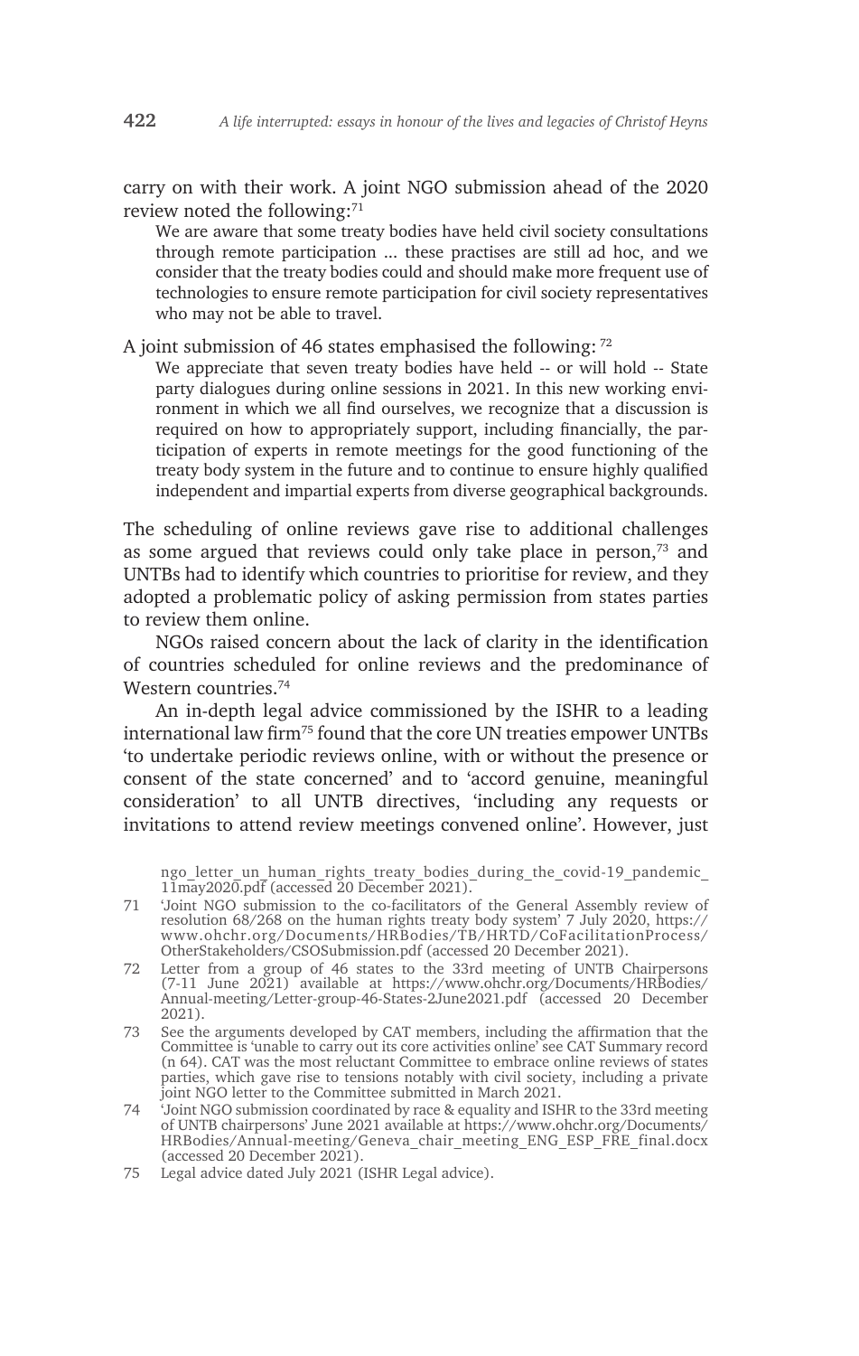carry on with their work. A joint NGO submission ahead of the 2020 review noted the following:[71]

> We are aware that some treaty bodies have held civil society consultations through remote participation ... these practises are still ad hoc, and we consider that the treaty bodies could and should make more frequent use of technologies to ensure remote participation for civil society representatives who may not be able to travel.

A joint submission of 46 states emphasised the following: [72]

> We appreciate that seven treaty bodies have held -- or will hold -- State party dialogues during online sessions in 2021. In this new working environment in which we all find ourselves, we recognize that a discussion is required on how to appropriately support, including financially, the participation of experts in remote meetings for the good functioning of the treaty body system in the future and to continue to ensure highly qualified independent and impartial experts from diverse geographical backgrounds.

The scheduling of online reviews gave rise to additional challenges as some argued that reviews could only take place in person,[73] and UNTBs had to identify which countries to prioritise for review, and they adopted a problematic policy of asking permission from states parties to review them online.

NGOs raised concern about the lack of clarity in the identification of countries scheduled for online reviews and the predominance of Western countries.[74]

An in-depth legal advice commissioned by the ISHR to a leading international law firm[75] found that the core UN treaties empower UNTBs 'to undertake periodic reviews online, with or without the presence or consent of the state concerned' and to 'accord genuine, meaningful consideration' to all UNTB directives, 'including any requests or invitations to attend review meetings convened online'. However, just

ngo_letter_un_human_rights_treaty_bodies_during_the_covid-19_pandemic_11may2020.pdf (accessed 20 December 2021).

71 'Joint NGO submission to the co-facilitators of the General Assembly review of resolution 68/268 on the human rights treaty body system' 7 July 2020, https://www.ohchr.org/Documents/HRBodies/TB/HRTD/CoFacilitationProcess/OtherStakeholders/CSOSubmission.pdf (accessed 20 December 2021).

72 Letter from a group of 46 states to the 33rd meeting of UNTB Chairpersons (7-11 June 2021) available at https://www.ohchr.org/Documents/HRBodies/Annual-meeting/Letter-group-46-States-2June2021.pdf (accessed 20 December 2021).

73 See the arguments developed by CAT members, including the affirmation that the Committee is 'unable to carry out its core activities online' see CAT Summary record (n 64). CAT was the most reluctant Committee to embrace online reviews of states parties, which gave rise to tensions notably with civil society, including a private joint NGO letter to the Committee submitted in March 2021.

74 'Joint NGO submission coordinated by race & equality and ISHR to the 33rd meeting of UNTB chairpersons' June 2021 available at https://www.ohchr.org/Documents/HRBodies/Annual-meeting/Geneva_chair_meeting_ENG_ESP_FRE_final.docx (accessed 20 December 2021).

75 Legal advice dated July 2021 (ISHR Legal advice).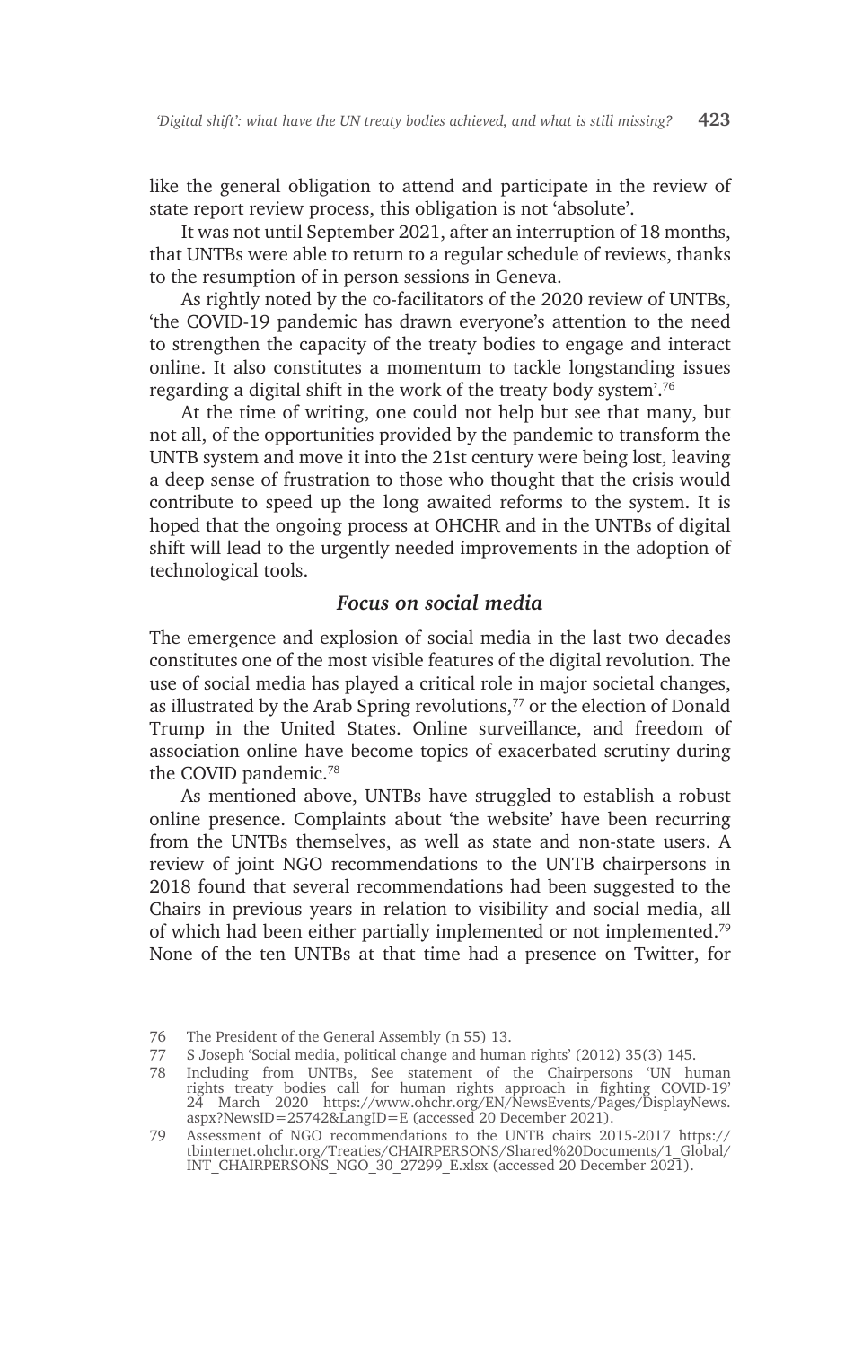like the general obligation to attend and participate in the review of state report review process, this obligation is not 'absolute'.

It was not until September 2021, after an interruption of 18 months, that UNTBs were able to return to a regular schedule of reviews, thanks to the resumption of in person sessions in Geneva.

As rightly noted by the co-facilitators of the 2020 review of UNTBs, 'the COVID-19 pandemic has drawn everyone's attention to the need to strengthen the capacity of the treaty bodies to engage and interact online. It also constitutes a momentum to tackle longstanding issues regarding a digital shift in the work of the treaty body system'.[76]

At the time of writing, one could not help but see that many, but not all, of the opportunities provided by the pandemic to transform the UNTB system and move it into the 21st century were being lost, leaving a deep sense of frustration to those who thought that the crisis would contribute to speed up the long awaited reforms to the system. It is hoped that the ongoing process at OHCHR and in the UNTBs of digital shift will lead to the urgently needed improvements in the adoption of technological tools.

### *Focus on social media*

The emergence and explosion of social media in the last two decades constitutes one of the most visible features of the digital revolution. The use of social media has played a critical role in major societal changes, as illustrated by the Arab Spring revolutions,[77] or the election of Donald Trump in the United States. Online surveillance, and freedom of association online have become topics of exacerbated scrutiny during the COVID pandemic.[78]

As mentioned above, UNTBs have struggled to establish a robust online presence. Complaints about 'the website' have been recurring from the UNTBs themselves, as well as state and non-state users. A review of joint NGO recommendations to the UNTB chairpersons in 2018 found that several recommendations had been suggested to the Chairs in previous years in relation to visibility and social media, all of which had been either partially implemented or not implemented.[79] None of the ten UNTBs at that time had a presence on Twitter, for

76 The President of the General Assembly (n 55) 13.

77 S Joseph 'Social media, political change and human rights' (2012) 35(3) 145.

78 Including from UNTBs, See statement of the Chairpersons 'UN human rights treaty bodies call for human rights approach in fighting COVID-19' 24 March 2020 https://www.ohchr.org/EN/NewsEvents/Pages/DisplayNews.aspx?NewsID=25742&LangID=E (accessed 20 December 2021).

79 Assessment of NGO recommendations to the UNTB chairs 2015-2017 https://tbinternet.ohchr.org/Treaties/CHAIRPERSONS/Shared%20Documents/1_Global/INT_CHAIRPERSONS_NGO_30_27299_E.xlsx (accessed 20 December 2021).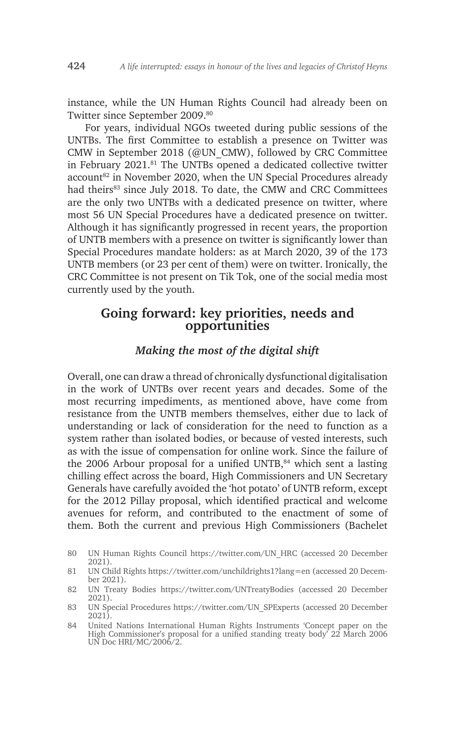instance, while the UN Human Rights Council had already been on Twitter since September 2009.[80]

For years, individual NGOs tweeted during public sessions of the UNTBs. The first Committee to establish a presence on Twitter was CMW in September 2018 (@UN_CMW), followed by CRC Committee in February 2021.[81] The UNTBs opened a dedicated collective twitter account[82] in November 2020, when the UN Special Procedures already had theirs[83] since July 2018. To date, the CMW and CRC Committees are the only two UNTBs with a dedicated presence on twitter, where most 56 UN Special Procedures have a dedicated presence on twitter. Although it has significantly progressed in recent years, the proportion of UNTB members with a presence on twitter is significantly lower than Special Procedures mandate holders: as at March 2020, 39 of the 173 UNTB members (or 23 per cent of them) were on twitter. Ironically, the CRC Committee is not present on Tik Tok, one of the social media most currently used by the youth.

## Going forward: key priorities, needs and opportunities

### *Making the most of the digital shift*

Overall, one can draw a thread of chronically dysfunctional digitalisation in the work of UNTBs over recent years and decades. Some of the most recurring impediments, as mentioned above, have come from resistance from the UNTB members themselves, either due to lack of understanding or lack of consideration for the need to function as a system rather than isolated bodies, or because of vested interests, such as with the issue of compensation for online work. Since the failure of the 2006 Arbour proposal for a unified UNTB,[84] which sent a lasting chilling effect across the board, High Commissioners and UN Secretary Generals have carefully avoided the 'hot potato' of UNTB reform, except for the 2012 Pillay proposal, which identified practical and welcome avenues for reform, and contributed to the enactment of some of them. Both the current and previous High Commissioners (Bachelet

---

80 UN Human Rights Council https://twitter.com/UN_HRC (accessed 20 December 2021).

81 UN Child Rights https://twitter.com/unchildrights1?lang=en (accessed 20 December 2021).

82 UN Treaty Bodies https://twitter.com/UNTreatyBodies (accessed 20 December 2021).

83 UN Special Procedures https://twitter.com/UN_SPExperts (accessed 20 December 2021).

84 United Nations International Human Rights Instruments 'Concept paper on the High Commissioner's proposal for a unified standing treaty body' 22 March 2006 UN Doc HRI/MC/2006/2.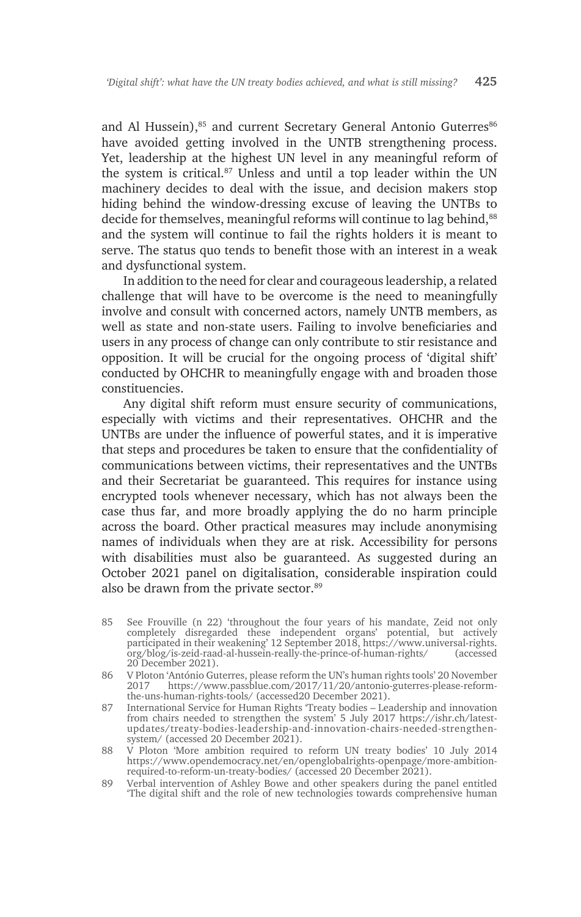and Al Hussein),[85] and current Secretary General Antonio Guterres[86] have avoided getting involved in the UNTB strengthening process. Yet, leadership at the highest UN level in any meaningful reform of the system is critical.[87] Unless and until a top leader within the UN machinery decides to deal with the issue, and decision makers stop hiding behind the window-dressing excuse of leaving the UNTBs to decide for themselves, meaningful reforms will continue to lag behind,[88] and the system will continue to fail the rights holders it is meant to serve. The status quo tends to benefit those with an interest in a weak and dysfunctional system.

In addition to the need for clear and courageous leadership, a related challenge that will have to be overcome is the need to meaningfully involve and consult with concerned actors, namely UNTB members, as well as state and non-state users. Failing to involve beneficiaries and users in any process of change can only contribute to stir resistance and opposition. It will be crucial for the ongoing process of 'digital shift' conducted by OHCHR to meaningfully engage with and broaden those constituencies.

Any digital shift reform must ensure security of communications, especially with victims and their representatives. OHCHR and the UNTBs are under the influence of powerful states, and it is imperative that steps and procedures be taken to ensure that the confidentiality of communications between victims, their representatives and the UNTBs and their Secretariat be guaranteed. This requires for instance using encrypted tools whenever necessary, which has not always been the case thus far, and more broadly applying the do no harm principle across the board. Other practical measures may include anonymising names of individuals when they are at risk. Accessibility for persons with disabilities must also be guaranteed. As suggested during an October 2021 panel on digitalisation, considerable inspiration could also be drawn from the private sector.[89]

85 See Frouville (n 22) 'throughout the four years of his mandate, Zeid not only completely disregarded these independent organs' potential, but actively participated in their weakening' 12 September 2018, https://www.universal-rights.org/blog/is-zeid-raad-al-hussein-really-the-prince-of-human-rights/ (accessed 20 December 2021).

86 V Ploton 'António Guterres, please reform the UN's human rights tools' 20 November 2017 https://www.passblue.com/2017/11/20/antonio-guterres-please-reform-the-uns-human-rights-tools/ (accessed20 December 2021).

87 International Service for Human Rights 'Treaty bodies – Leadership and innovation from chairs needed to strengthen the system' 5 July 2017 https://ishr.ch/latest-updates/treaty-bodies-leadership-and-innovation-chairs-needed-strengthen-system/ (accessed 20 December 2021).

88 V Ploton 'More ambition required to reform UN treaty bodies' 10 July 2014 https://www.opendemocracy.net/en/openglobalrights-openpage/more-ambition-required-to-reform-un-treaty-bodies/ (accessed 20 December 2021).

89 Verbal intervention of Ashley Bowe and other speakers during the panel entitled 'The digital shift and the role of new technologies towards comprehensive human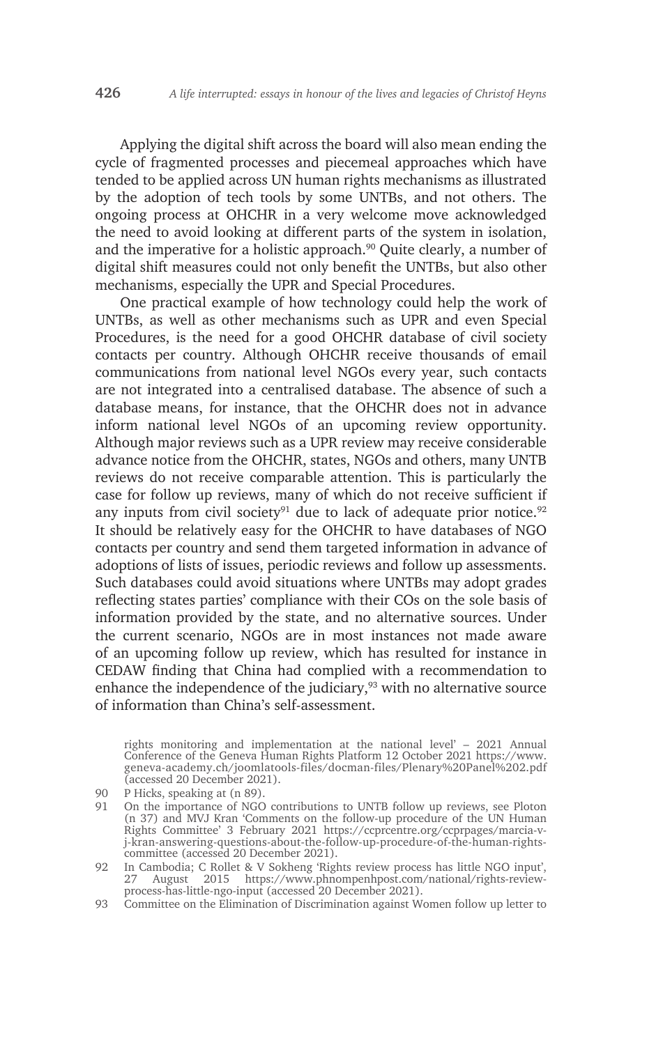Applying the digital shift across the board will also mean ending the cycle of fragmented processes and piecemeal approaches which have tended to be applied across UN human rights mechanisms as illustrated by the adoption of tech tools by some UNTBs, and not others. The ongoing process at OHCHR in a very welcome move acknowledged the need to avoid looking at different parts of the system in isolation, and the imperative for a holistic approach.[90] Quite clearly, a number of digital shift measures could not only benefit the UNTBs, but also other mechanisms, especially the UPR and Special Procedures.

One practical example of how technology could help the work of UNTBs, as well as other mechanisms such as UPR and even Special Procedures, is the need for a good OHCHR database of civil society contacts per country. Although OHCHR receive thousands of email communications from national level NGOs every year, such contacts are not integrated into a centralised database. The absence of such a database means, for instance, that the OHCHR does not in advance inform national level NGOs of an upcoming review opportunity. Although major reviews such as a UPR review may receive considerable advance notice from the OHCHR, states, NGOs and others, many UNTB reviews do not receive comparable attention. This is particularly the case for follow up reviews, many of which do not receive sufficient if any inputs from civil society[91] due to lack of adequate prior notice.[92] It should be relatively easy for the OHCHR to have databases of NGO contacts per country and send them targeted information in advance of adoptions of lists of issues, periodic reviews and follow up assessments. Such databases could avoid situations where UNTBs may adopt grades reflecting states parties' compliance with their COs on the sole basis of information provided by the state, and no alternative sources. Under the current scenario, NGOs are in most instances not made aware of an upcoming follow up review, which has resulted for instance in CEDAW finding that China had complied with a recommendation to enhance the independence of the judiciary,[93] with no alternative source of information than China's self-assessment.

rights monitoring and implementation at the national level' – 2021 Annual Conference of the Geneva Human Rights Platform 12 October 2021 https://www.geneva-academy.ch/joomlatools-files/docman-files/Plenary%20Panel%202.pdf (accessed 20 December 2021).

90 P Hicks, speaking at (n 89).

91 On the importance of NGO contributions to UNTB follow up reviews, see Ploton (n 37) and MVJ Kran 'Comments on the follow-up procedure of the UN Human Rights Committee' 3 February 2021 https://ccprcentre.org/ccprpages/marcia-v-j-kran-answering-questions-about-the-follow-up-procedure-of-the-human-rights-committee (accessed 20 December 2021).

92 In Cambodia; C Rollet & V Sokheng 'Rights review process has little NGO input', 27 August 2015 https://www.phnompenhpost.com/national/rights-review-process-has-little-ngo-input (accessed 20 December 2021).

93 Committee on the Elimination of Discrimination against Women follow up letter to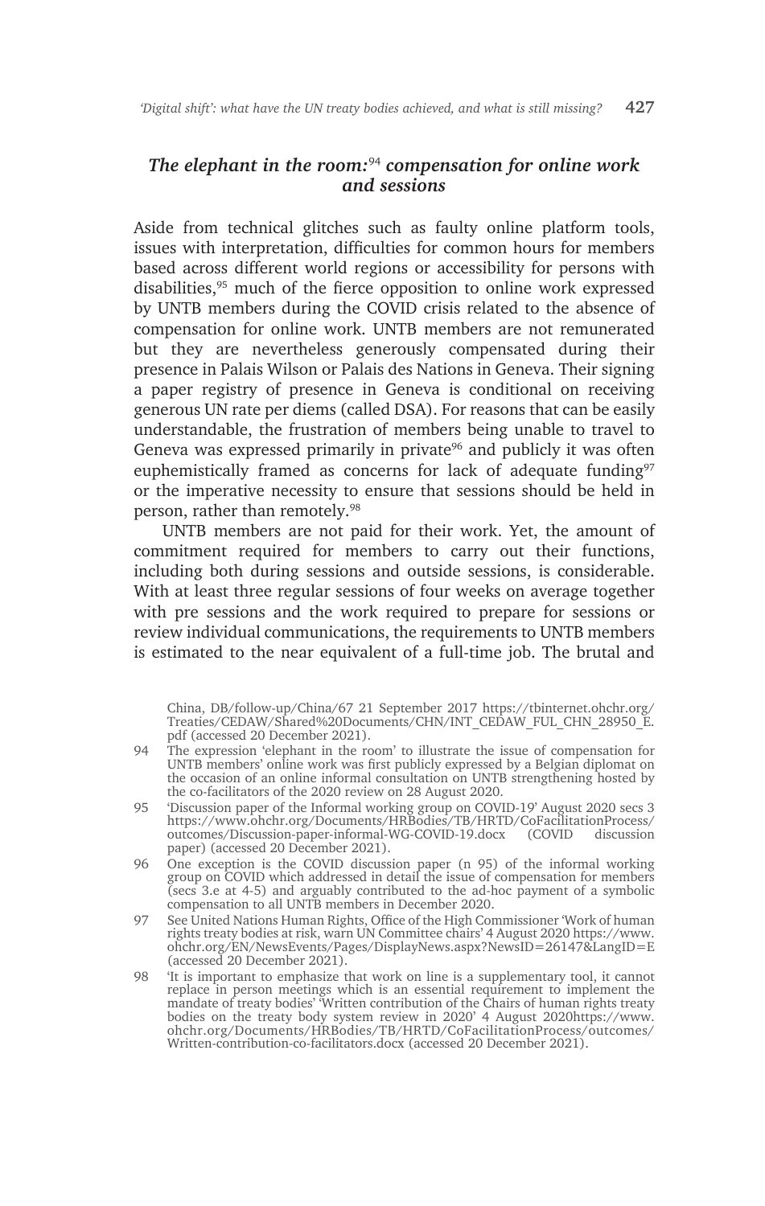## *The elephant in the room:*[94] *compensation for online work and sessions*

Aside from technical glitches such as faulty online platform tools, issues with interpretation, difficulties for common hours for members based across different world regions or accessibility for persons with disabilities,[95] much of the fierce opposition to online work expressed by UNTB members during the COVID crisis related to the absence of compensation for online work. UNTB members are not remunerated but they are nevertheless generously compensated during their presence in Palais Wilson or Palais des Nations in Geneva. Their signing a paper registry of presence in Geneva is conditional on receiving generous UN rate per diems (called DSA). For reasons that can be easily understandable, the frustration of members being unable to travel to Geneva was expressed primarily in private[96] and publicly it was often euphemistically framed as concerns for lack of adequate funding[97] or the imperative necessity to ensure that sessions should be held in person, rather than remotely.[98]

UNTB members are not paid for their work. Yet, the amount of commitment required for members to carry out their functions, including both during sessions and outside sessions, is considerable. With at least three regular sessions of four weeks on average together with pre sessions and the work required to prepare for sessions or review individual communications, the requirements to UNTB members is estimated to the near equivalent of a full-time job. The brutal and

China, DB/follow-up/China/67 21 September 2017 https://tbinternet.ohchr.org/Treaties/CEDAW/Shared%20Documents/CHN/INT_CEDAW_FUL_CHN_28950_E.pdf (accessed 20 December 2021).

94 The expression 'elephant in the room' to illustrate the issue of compensation for UNTB members' online work was first publicly expressed by a Belgian diplomat on the occasion of an online informal consultation on UNTB strengthening hosted by the co-facilitators of the 2020 review on 28 August 2020.

95 'Discussion paper of the Informal working group on COVID-19' August 2020 secs 3 https://www.ohchr.org/Documents/HRBodies/TB/HRTD/CoFacilitationProcess/outcomes/Discussion-paper-informal-WG-COVID-19.docx (COVID discussion paper) (accessed 20 December 2021).

96 One exception is the COVID discussion paper (n 95) of the informal working group on COVID which addressed in detail the issue of compensation for members (secs 3.e at 4-5) and arguably contributed to the ad-hoc payment of a symbolic compensation to all UNTB members in December 2020.

97 See United Nations Human Rights, Office of the High Commissioner 'Work of human rights treaty bodies at risk, warn UN Committee chairs' 4 August 2020 https://www.ohchr.org/EN/NewsEvents/Pages/DisplayNews.aspx?NewsID=26147&LangID=E (accessed 20 December 2021).

98 'It is important to emphasize that work on line is a supplementary tool, it cannot replace in person meetings which is an essential requirement to implement the mandate of treaty bodies' 'Written contribution of the Chairs of human rights treaty bodies on the treaty body system review in 2020' 4 August 2020https://www.ohchr.org/Documents/HRBodies/TB/HRTD/CoFacilitationProcess/outcomes/Written-contribution-co-facilitators.docx (accessed 20 December 2021).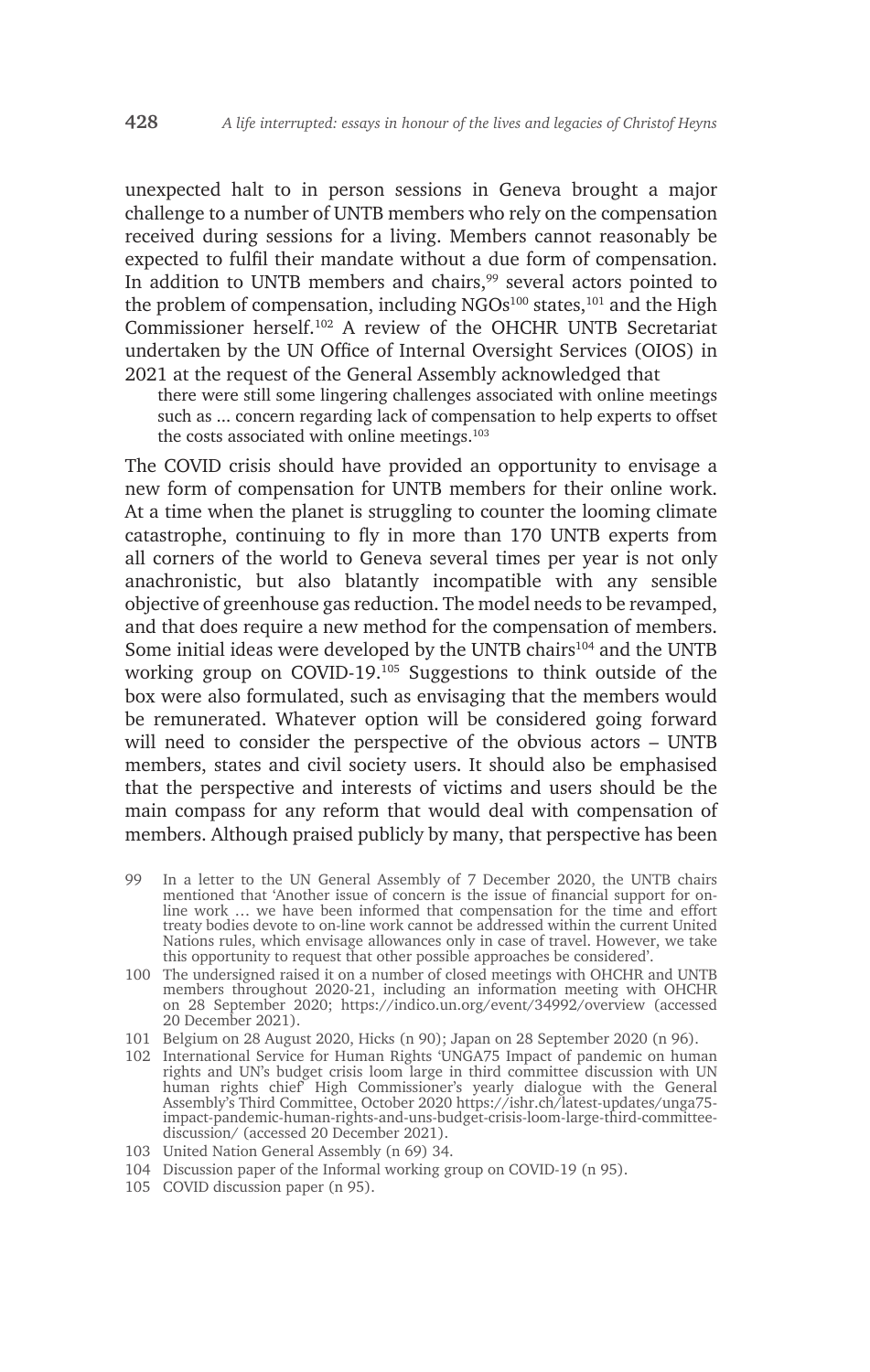unexpected halt to in person sessions in Geneva brought a major challenge to a number of UNTB members who rely on the compensation received during sessions for a living. Members cannot reasonably be expected to fulfil their mandate without a due form of compensation. In addition to UNTB members and chairs,[99] several actors pointed to the problem of compensation, including NGOs[100] states,[101] and the High Commissioner herself.[102] A review of the OHCHR UNTB Secretariat undertaken by the UN Office of Internal Oversight Services (OIOS) in 2021 at the request of the General Assembly acknowledged that

> there were still some lingering challenges associated with online meetings such as … concern regarding lack of compensation to help experts to offset the costs associated with online meetings.[103]

The COVID crisis should have provided an opportunity to envisage a new form of compensation for UNTB members for their online work. At a time when the planet is struggling to counter the looming climate catastrophe, continuing to fly in more than 170 UNTB experts from all corners of the world to Geneva several times per year is not only anachronistic, but also blatantly incompatible with any sensible objective of greenhouse gas reduction. The model needs to be revamped, and that does require a new method for the compensation of members. Some initial ideas were developed by the UNTB chairs[104] and the UNTB working group on COVID-19.[105] Suggestions to think outside of the box were also formulated, such as envisaging that the members would be remunerated. Whatever option will be considered going forward will need to consider the perspective of the obvious actors – UNTB members, states and civil society users. It should also be emphasised that the perspective and interests of victims and users should be the main compass for any reform that would deal with compensation of members. Although praised publicly by many, that perspective has been

---

99 In a letter to the UN General Assembly of 7 December 2020, the UNTB chairs mentioned that 'Another issue of concern is the issue of financial support for on-line work … we have been informed that compensation for the time and effort treaty bodies devote to on-line work cannot be addressed within the current United Nations rules, which envisage allowances only in case of travel. However, we take this opportunity to request that other possible approaches be considered'.

100 The undersigned raised it on a number of closed meetings with OHCHR and UNTB members throughout 2020-21, including an information meeting with OHCHR on 28 September 2020; https://indico.un.org/event/34992/overview (accessed 20 December 2021).

101 Belgium on 28 August 2020, Hicks (n 90); Japan on 28 September 2020 (n 96).

102 International Service for Human Rights 'UNGA75 Impact of pandemic on human rights and UN's budget crisis loom large in third committee discussion with UN human rights chief' High Commissioner's yearly dialogue with the General Assembly's Third Committee, October 2020 https://ishr.ch/latest-updates/unga75-impact-pandemic-human-rights-and-uns-budget-crisis-loom-large-third-committee-discussion/ (accessed 20 December 2021).

103 United Nation General Assembly (n 69) 34.

104 Discussion paper of the Informal working group on COVID-19 (n 95).

105 COVID discussion paper (n 95).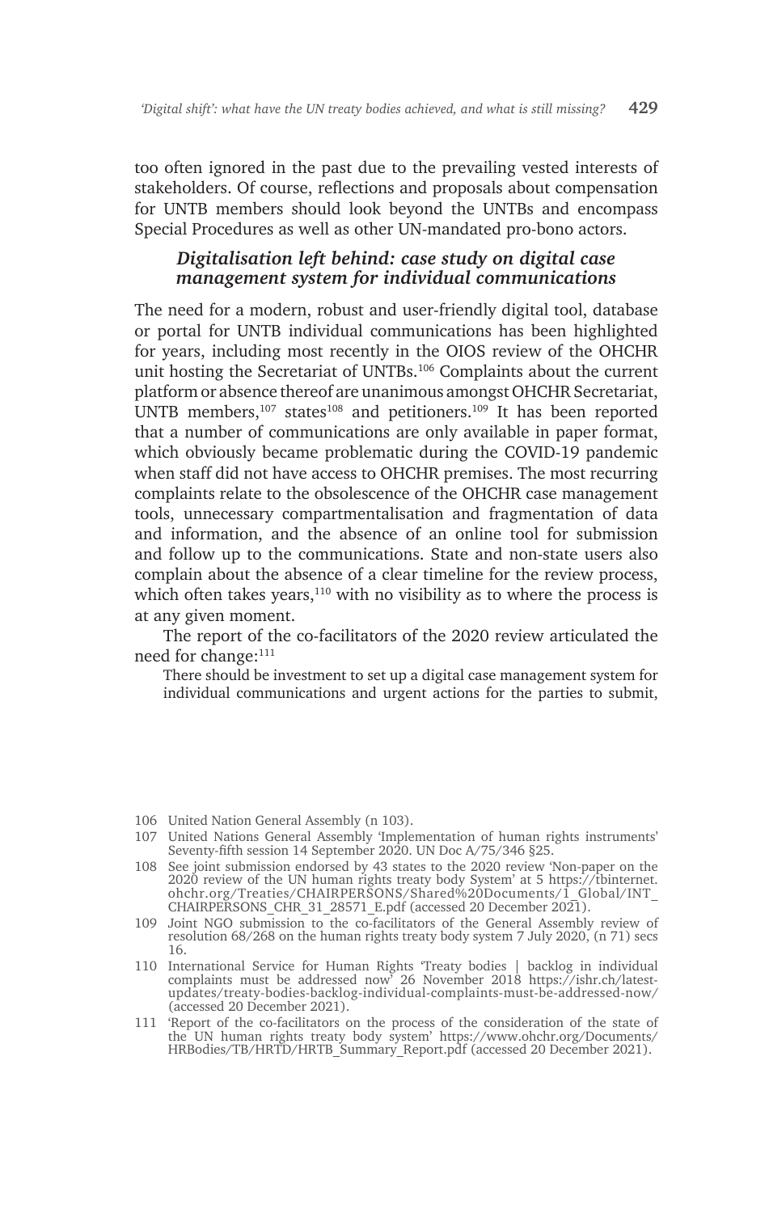too often ignored in the past due to the prevailing vested interests of stakeholders. Of course, reflections and proposals about compensation for UNTB members should look beyond the UNTBs and encompass Special Procedures as well as other UN-mandated pro-bono actors.

### *Digitalisation left behind: case study on digital case management system for individual communications*

The need for a modern, robust and user-friendly digital tool, database or portal for UNTB individual communications has been highlighted for years, including most recently in the OIOS review of the OHCHR unit hosting the Secretariat of UNTBs.[106] Complaints about the current platform or absence thereof are unanimous amongst OHCHR Secretariat, UNTB members,[107] states[108] and petitioners.[109] It has been reported that a number of communications are only available in paper format, which obviously became problematic during the COVID-19 pandemic when staff did not have access to OHCHR premises. The most recurring complaints relate to the obsolescence of the OHCHR case management tools, unnecessary compartmentalisation and fragmentation of data and information, and the absence of an online tool for submission and follow up to the communications. State and non-state users also complain about the absence of a clear timeline for the review process, which often takes years,[110] with no visibility as to where the process is at any given moment.

The report of the co-facilitators of the 2020 review articulated the need for change:[111]

> There should be investment to set up a digital case management system for individual communications and urgent actions for the parties to submit,

---

106 United Nation General Assembly (n 103).

107 United Nations General Assembly 'Implementation of human rights instruments' Seventy-fifth session 14 September 2020. UN Doc A/75/346 §25.

108 See joint submission endorsed by 43 states to the 2020 review 'Non-paper on the 2020 review of the UN human rights treaty body System' at 5 https://tbinternet.ohchr.org/Treaties/CHAIRPERSONS/Shared%20Documents/1_Global/INT_CHAIRPERSONS_CHR_31_28571_E.pdf (accessed 20 December 2021).

109 Joint NGO submission to the co-facilitators of the General Assembly review of resolution 68/268 on the human rights treaty body system 7 July 2020, (n 71) secs 16.

110 International Service for Human Rights 'Treaty bodies | backlog in individual complaints must be addressed now' 26 November 2018 https://ishr.ch/latest-updates/treaty-bodies-backlog-individual-complaints-must-be-addressed-now/ (accessed 20 December 2021).

111 'Report of the co-facilitators on the process of the consideration of the state of the UN human rights treaty body system' https://www.ohchr.org/Documents/HRBodies/TB/HRTD/HRTB_Summary_Report.pdf (accessed 20 December 2021).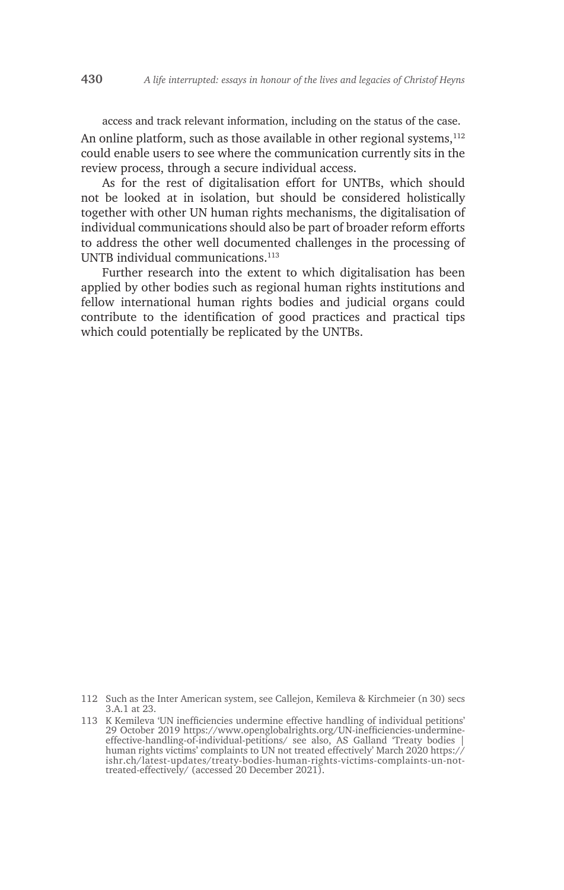access and track relevant information, including on the status of the case. An online platform, such as those available in other regional systems,[112] could enable users to see where the communication currently sits in the review process, through a secure individual access.

As for the rest of digitalisation effort for UNTBs, which should not be looked at in isolation, but should be considered holistically together with other UN human rights mechanisms, the digitalisation of individual communications should also be part of broader reform efforts to address the other well documented challenges in the processing of UNTB individual communications.[113]

Further research into the extent to which digitalisation has been applied by other bodies such as regional human rights institutions and fellow international human rights bodies and judicial organs could contribute to the identification of good practices and practical tips which could potentially be replicated by the UNTBs.

---

112 Such as the Inter American system, see Callejon, Kemileva & Kirchmeier (n 30) secs 3.A.1 at 23.

113 K Kemileva 'UN inefficiencies undermine effective handling of individual petitions' 29 October 2019 https://www.openglobalrights.org/UN-inefficiencies-undermine-effective-handling-of-individual-petitions/ see also, AS Galland 'Treaty bodies | human rights victims' complaints to UN not treated effectively' March 2020 https://ishr.ch/latest-updates/treaty-bodies-human-rights-victims-complaints-un-not-treated-effectively/ (accessed 20 December 2021).